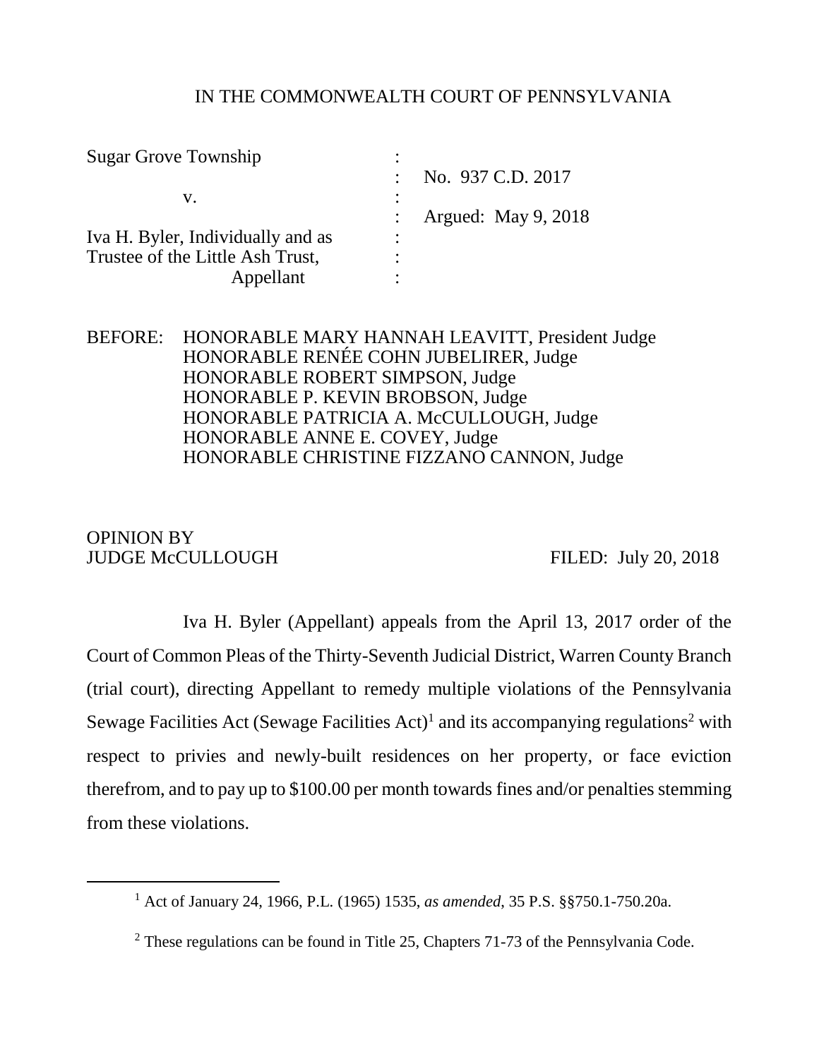IN THE COMMONWEALTH COURT OF PENNSYLVANIA

| | | |
|---|---|---|
| Sugar Grove Township | : | |
| | : | No. 937 C.D. 2017 |
| v. | : | |
| | : | Argued: May 9, 2018 |
| Iva H. Byler, Individually and as | : | |
| Trustee of the Little Ash Trust, | : | |
| Appellant | : | |

BEFORE: HONORABLE MARY HANNAH LEAVITT, President Judge
HONORABLE RENÉE COHN JUBELIRER, Judge
HONORABLE ROBERT SIMPSON, Judge
HONORABLE P. KEVIN BROBSON, Judge
HONORABLE PATRICIA A. McCULLOUGH, Judge
HONORABLE ANNE E. COVEY, Judge
HONORABLE CHRISTINE FIZZANO CANNON, Judge

OPINION BY
JUDGE McCULLOUGH FILED: July 20, 2018

Iva H. Byler (Appellant) appeals from the April 13, 2017 order of the Court of Common Pleas of the Thirty-Seventh Judicial District, Warren County Branch (trial court), directing Appellant to remedy multiple violations of the Pennsylvania Sewage Facilities Act (Sewage Facilities Act)[1] and its accompanying regulations[2] with respect to privies and newly-built residences on her property, or face eviction therefrom, and to pay up to $100.00 per month towards fines and/or penalties stemming from these violations.

---

[1] Act of January 24, 1966, P.L. (1965) 1535, *as amended*, 35 P.S. §§750.1-750.20a.

[2] These regulations can be found in Title 25, Chapters 71-73 of the Pennsylvania Code.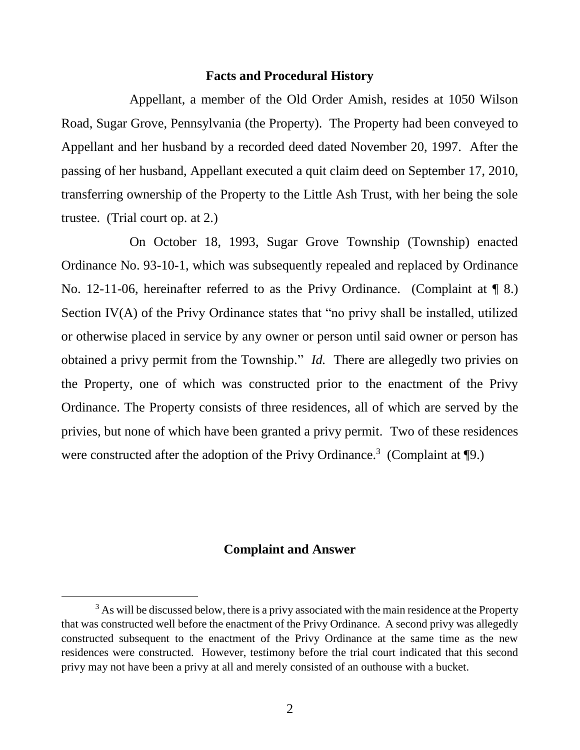## Facts and Procedural History

Appellant, a member of the Old Order Amish, resides at 1050 Wilson Road, Sugar Grove, Pennsylvania (the Property). The Property had been conveyed to Appellant and her husband by a recorded deed dated November 20, 1997. After the passing of her husband, Appellant executed a quit claim deed on September 17, 2010, transferring ownership of the Property to the Little Ash Trust, with her being the sole trustee. (Trial court op. at 2.)

On October 18, 1993, Sugar Grove Township (Township) enacted Ordinance No. 93-10-1, which was subsequently repealed and replaced by Ordinance No. 12-11-06, hereinafter referred to as the Privy Ordinance. (Complaint at ¶ 8.) Section IV(A) of the Privy Ordinance states that "no privy shall be installed, utilized or otherwise placed in service by any owner or person until said owner or person has obtained a privy permit from the Township." *Id.* There are allegedly two privies on the Property, one of which was constructed prior to the enactment of the Privy Ordinance. The Property consists of three residences, all of which are served by the privies, but none of which have been granted a privy permit. Two of these residences were constructed after the adoption of the Privy Ordinance.[3] (Complaint at ¶9.)

## Complaint and Answer

[3] As will be discussed below, there is a privy associated with the main residence at the Property that was constructed well before the enactment of the Privy Ordinance. A second privy was allegedly constructed subsequent to the enactment of the Privy Ordinance at the same time as the new residences were constructed. However, testimony before the trial court indicated that this second privy may not have been a privy at all and merely consisted of an outhouse with a bucket.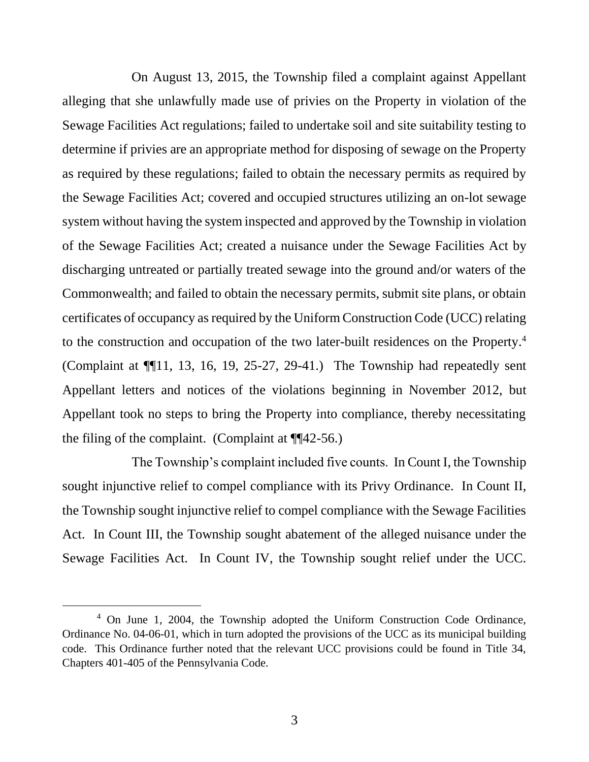On August 13, 2015, the Township filed a complaint against Appellant alleging that she unlawfully made use of privies on the Property in violation of the Sewage Facilities Act regulations; failed to undertake soil and site suitability testing to determine if privies are an appropriate method for disposing of sewage on the Property as required by these regulations; failed to obtain the necessary permits as required by the Sewage Facilities Act; covered and occupied structures utilizing an on-lot sewage system without having the system inspected and approved by the Township in violation of the Sewage Facilities Act; created a nuisance under the Sewage Facilities Act by discharging untreated or partially treated sewage into the ground and/or waters of the Commonwealth; and failed to obtain the necessary permits, submit site plans, or obtain certificates of occupancy as required by the Uniform Construction Code (UCC) relating to the construction and occupation of the two later-built residences on the Property.[4] (Complaint at ¶¶11, 13, 16, 19, 25-27, 29-41.) The Township had repeatedly sent Appellant letters and notices of the violations beginning in November 2012, but Appellant took no steps to bring the Property into compliance, thereby necessitating the filing of the complaint. (Complaint at ¶¶42-56.)

The Township's complaint included five counts. In Count I, the Township sought injunctive relief to compel compliance with its Privy Ordinance. In Count II, the Township sought injunctive relief to compel compliance with the Sewage Facilities Act. In Count III, the Township sought abatement of the alleged nuisance under the Sewage Facilities Act. In Count IV, the Township sought relief under the UCC.

[4] On June 1, 2004, the Township adopted the Uniform Construction Code Ordinance, Ordinance No. 04-06-01, which in turn adopted the provisions of the UCC as its municipal building code. This Ordinance further noted that the relevant UCC provisions could be found in Title 34, Chapters 401-405 of the Pennsylvania Code.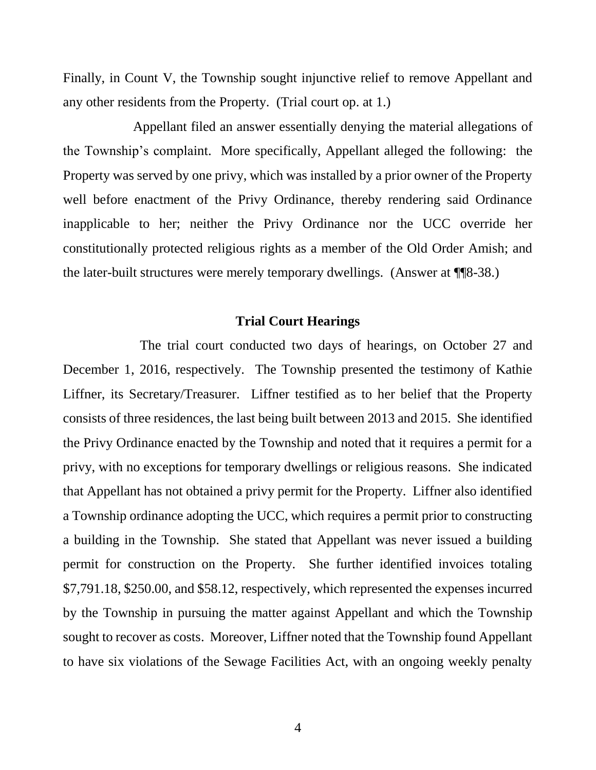Finally, in Count V, the Township sought injunctive relief to remove Appellant and any other residents from the Property. (Trial court op. at 1.)

Appellant filed an answer essentially denying the material allegations of the Township's complaint. More specifically, Appellant alleged the following: the Property was served by one privy, which was installed by a prior owner of the Property well before enactment of the Privy Ordinance, thereby rendering said Ordinance inapplicable to her; neither the Privy Ordinance nor the UCC override her constitutionally protected religious rights as a member of the Old Order Amish; and the later-built structures were merely temporary dwellings. (Answer at ¶¶8-38.)

**Trial Court Hearings**

The trial court conducted two days of hearings, on October 27 and December 1, 2016, respectively. The Township presented the testimony of Kathie Liffner, its Secretary/Treasurer. Liffner testified as to her belief that the Property consists of three residences, the last being built between 2013 and 2015. She identified the Privy Ordinance enacted by the Township and noted that it requires a permit for a privy, with no exceptions for temporary dwellings or religious reasons. She indicated that Appellant has not obtained a privy permit for the Property. Liffner also identified a Township ordinance adopting the UCC, which requires a permit prior to constructing a building in the Township. She stated that Appellant was never issued a building permit for construction on the Property. She further identified invoices totaling $7,791.18, $250.00, and $58.12, respectively, which represented the expenses incurred by the Township in pursuing the matter against Appellant and which the Township sought to recover as costs. Moreover, Liffner noted that the Township found Appellant to have six violations of the Sewage Facilities Act, with an ongoing weekly penalty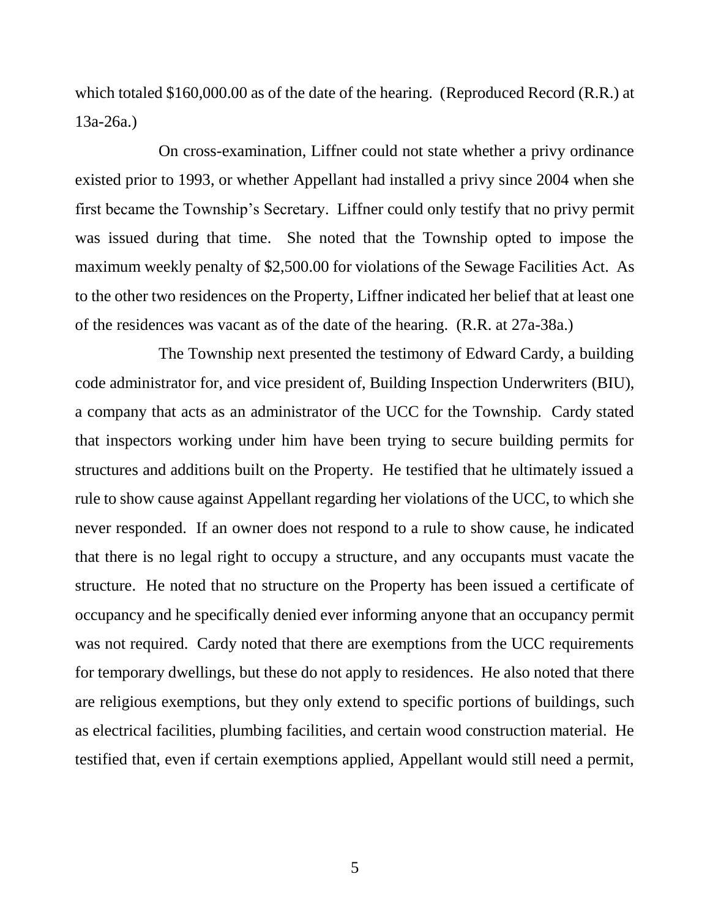which totaled $160,000.00 as of the date of the hearing. (Reproduced Record (R.R.) at 13a-26a.)

On cross-examination, Liffner could not state whether a privy ordinance existed prior to 1993, or whether Appellant had installed a privy since 2004 when she first became the Township's Secretary. Liffner could only testify that no privy permit was issued during that time. She noted that the Township opted to impose the maximum weekly penalty of $2,500.00 for violations of the Sewage Facilities Act. As to the other two residences on the Property, Liffner indicated her belief that at least one of the residences was vacant as of the date of the hearing. (R.R. at 27a-38a.)

The Township next presented the testimony of Edward Cardy, a building code administrator for, and vice president of, Building Inspection Underwriters (BIU), a company that acts as an administrator of the UCC for the Township. Cardy stated that inspectors working under him have been trying to secure building permits for structures and additions built on the Property. He testified that he ultimately issued a rule to show cause against Appellant regarding her violations of the UCC, to which she never responded. If an owner does not respond to a rule to show cause, he indicated that there is no legal right to occupy a structure, and any occupants must vacate the structure. He noted that no structure on the Property has been issued a certificate of occupancy and he specifically denied ever informing anyone that an occupancy permit was not required. Cardy noted that there are exemptions from the UCC requirements for temporary dwellings, but these do not apply to residences. He also noted that there are religious exemptions, but they only extend to specific portions of buildings, such as electrical facilities, plumbing facilities, and certain wood construction material. He testified that, even if certain exemptions applied, Appellant would still need a permit,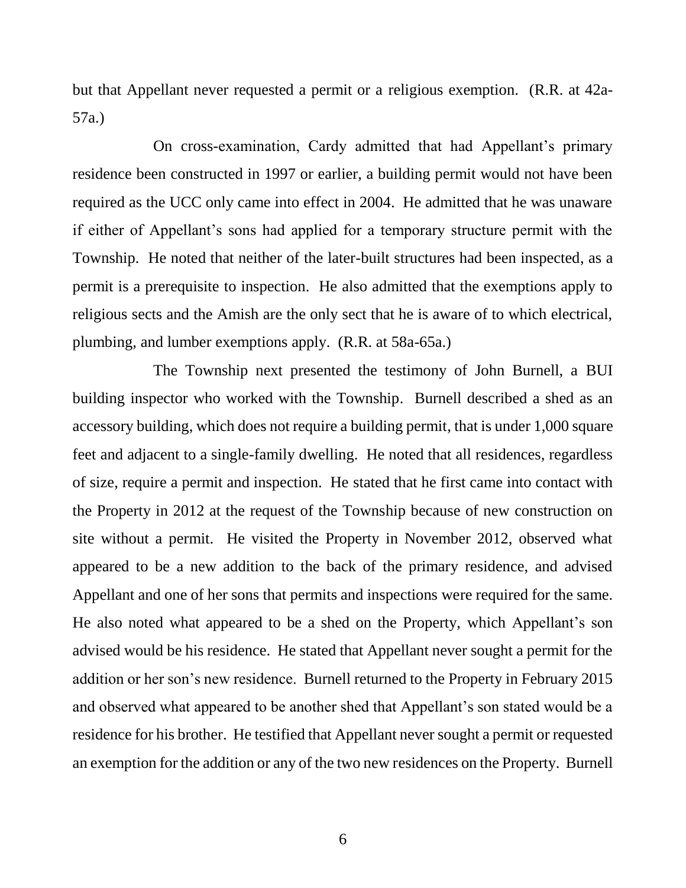but that Appellant never requested a permit or a religious exemption. (R.R. at 42a-57a.)

On cross-examination, Cardy admitted that had Appellant's primary residence been constructed in 1997 or earlier, a building permit would not have been required as the UCC only came into effect in 2004. He admitted that he was unaware if either of Appellant's sons had applied for a temporary structure permit with the Township. He noted that neither of the later-built structures had been inspected, as a permit is a prerequisite to inspection. He also admitted that the exemptions apply to religious sects and the Amish are the only sect that he is aware of to which electrical, plumbing, and lumber exemptions apply. (R.R. at 58a-65a.)

The Township next presented the testimony of John Burnell, a BUI building inspector who worked with the Township. Burnell described a shed as an accessory building, which does not require a building permit, that is under 1,000 square feet and adjacent to a single-family dwelling. He noted that all residences, regardless of size, require a permit and inspection. He stated that he first came into contact with the Property in 2012 at the request of the Township because of new construction on site without a permit. He visited the Property in November 2012, observed what appeared to be a new addition to the back of the primary residence, and advised Appellant and one of her sons that permits and inspections were required for the same. He also noted what appeared to be a shed on the Property, which Appellant's son advised would be his residence. He stated that Appellant never sought a permit for the addition or her son's new residence. Burnell returned to the Property in February 2015 and observed what appeared to be another shed that Appellant's son stated would be a residence for his brother. He testified that Appellant never sought a permit or requested an exemption for the addition or any of the two new residences on the Property. Burnell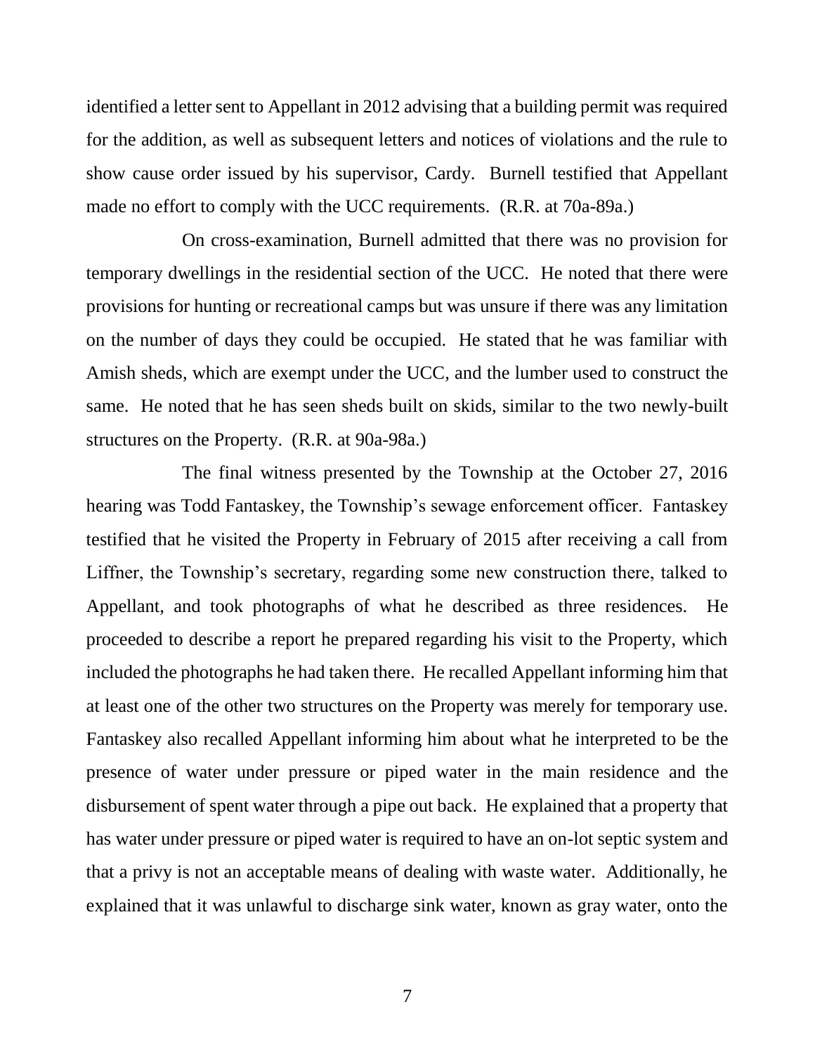identified a letter sent to Appellant in 2012 advising that a building permit was required for the addition, as well as subsequent letters and notices of violations and the rule to show cause order issued by his supervisor, Cardy. Burnell testified that Appellant made no effort to comply with the UCC requirements. (R.R. at 70a-89a.)

On cross-examination, Burnell admitted that there was no provision for temporary dwellings in the residential section of the UCC. He noted that there were provisions for hunting or recreational camps but was unsure if there was any limitation on the number of days they could be occupied. He stated that he was familiar with Amish sheds, which are exempt under the UCC, and the lumber used to construct the same. He noted that he has seen sheds built on skids, similar to the two newly-built structures on the Property. (R.R. at 90a-98a.)

The final witness presented by the Township at the October 27, 2016 hearing was Todd Fantaskey, the Township's sewage enforcement officer. Fantaskey testified that he visited the Property in February of 2015 after receiving a call from Liffner, the Township's secretary, regarding some new construction there, talked to Appellant, and took photographs of what he described as three residences. He proceeded to describe a report he prepared regarding his visit to the Property, which included the photographs he had taken there. He recalled Appellant informing him that at least one of the other two structures on the Property was merely for temporary use. Fantaskey also recalled Appellant informing him about what he interpreted to be the presence of water under pressure or piped water in the main residence and the disbursement of spent water through a pipe out back. He explained that a property that has water under pressure or piped water is required to have an on-lot septic system and that a privy is not an acceptable means of dealing with waste water. Additionally, he explained that it was unlawful to discharge sink water, known as gray water, onto the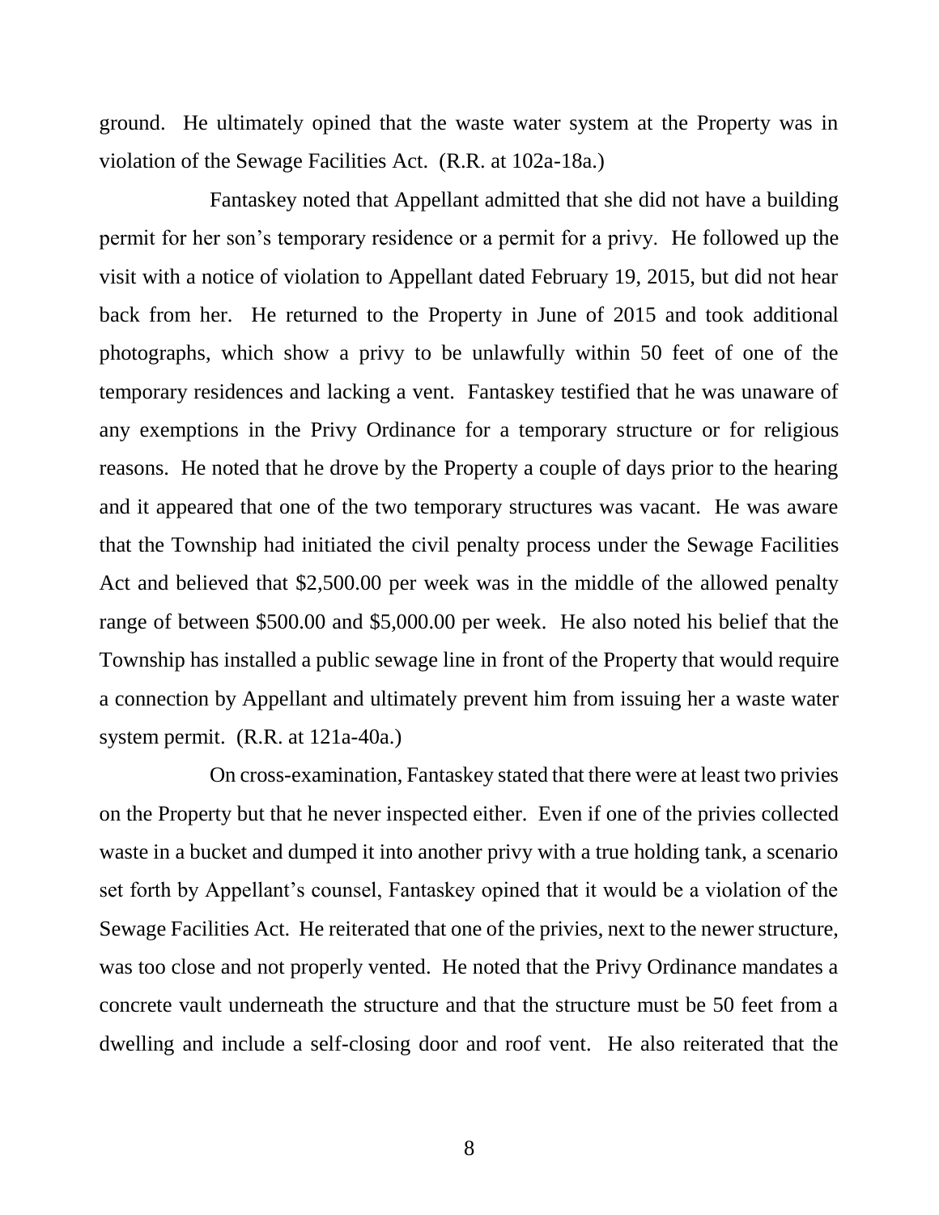ground. He ultimately opined that the waste water system at the Property was in violation of the Sewage Facilities Act. (R.R. at 102a-18a.)

Fantaskey noted that Appellant admitted that she did not have a building permit for her son's temporary residence or a permit for a privy. He followed up the visit with a notice of violation to Appellant dated February 19, 2015, but did not hear back from her. He returned to the Property in June of 2015 and took additional photographs, which show a privy to be unlawfully within 50 feet of one of the temporary residences and lacking a vent. Fantaskey testified that he was unaware of any exemptions in the Privy Ordinance for a temporary structure or for religious reasons. He noted that he drove by the Property a couple of days prior to the hearing and it appeared that one of the two temporary structures was vacant. He was aware that the Township had initiated the civil penalty process under the Sewage Facilities Act and believed that $2,500.00 per week was in the middle of the allowed penalty range of between $500.00 and $5,000.00 per week. He also noted his belief that the Township has installed a public sewage line in front of the Property that would require a connection by Appellant and ultimately prevent him from issuing her a waste water system permit. (R.R. at 121a-40a.)

On cross-examination, Fantaskey stated that there were at least two privies on the Property but that he never inspected either. Even if one of the privies collected waste in a bucket and dumped it into another privy with a true holding tank, a scenario set forth by Appellant's counsel, Fantaskey opined that it would be a violation of the Sewage Facilities Act. He reiterated that one of the privies, next to the newer structure, was too close and not properly vented. He noted that the Privy Ordinance mandates a concrete vault underneath the structure and that the structure must be 50 feet from a dwelling and include a self-closing door and roof vent. He also reiterated that the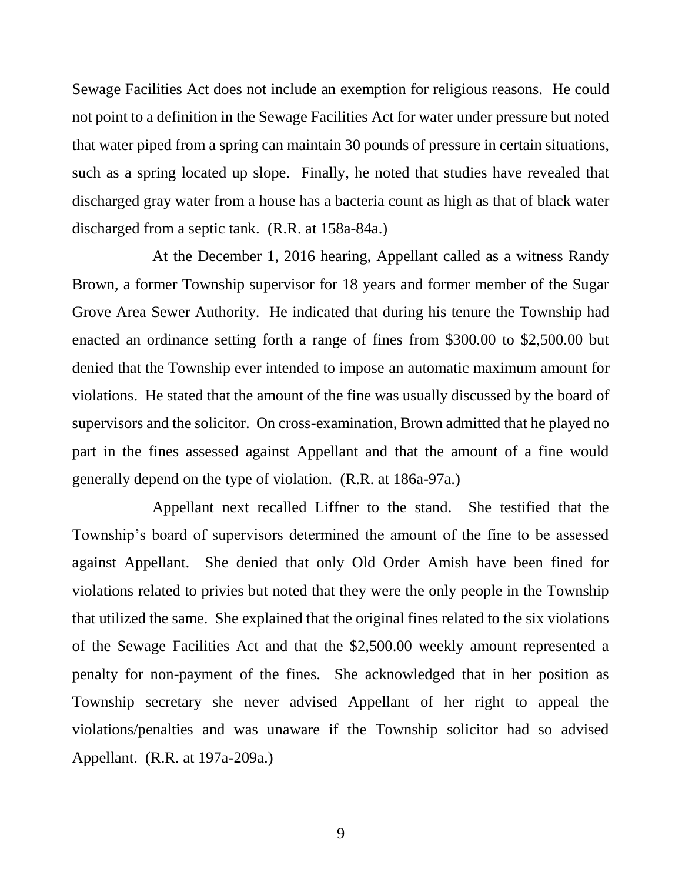Sewage Facilities Act does not include an exemption for religious reasons. He could not point to a definition in the Sewage Facilities Act for water under pressure but noted that water piped from a spring can maintain 30 pounds of pressure in certain situations, such as a spring located up slope. Finally, he noted that studies have revealed that discharged gray water from a house has a bacteria count as high as that of black water discharged from a septic tank. (R.R. at 158a-84a.)

At the December 1, 2016 hearing, Appellant called as a witness Randy Brown, a former Township supervisor for 18 years and former member of the Sugar Grove Area Sewer Authority. He indicated that during his tenure the Township had enacted an ordinance setting forth a range of fines from \$300.00 to \$2,500.00 but denied that the Township ever intended to impose an automatic maximum amount for violations. He stated that the amount of the fine was usually discussed by the board of supervisors and the solicitor. On cross-examination, Brown admitted that he played no part in the fines assessed against Appellant and that the amount of a fine would generally depend on the type of violation. (R.R. at 186a-97a.)

Appellant next recalled Liffner to the stand. She testified that the Township's board of supervisors determined the amount of the fine to be assessed against Appellant. She denied that only Old Order Amish have been fined for violations related to privies but noted that they were the only people in the Township that utilized the same. She explained that the original fines related to the six violations of the Sewage Facilities Act and that the \$2,500.00 weekly amount represented a penalty for non-payment of the fines. She acknowledged that in her position as Township secretary she never advised Appellant of her right to appeal the violations/penalties and was unaware if the Township solicitor had so advised Appellant. (R.R. at 197a-209a.)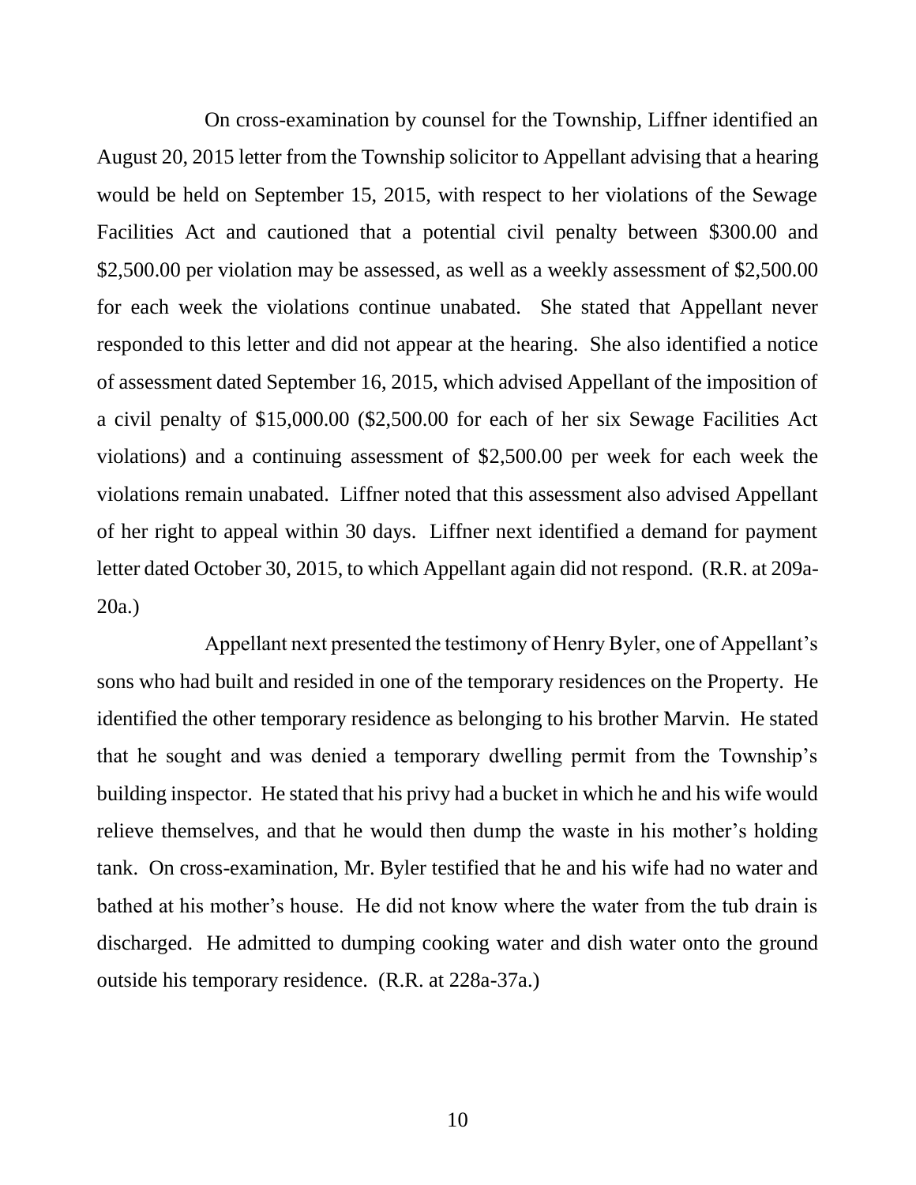On cross-examination by counsel for the Township, Liffner identified an August 20, 2015 letter from the Township solicitor to Appellant advising that a hearing would be held on September 15, 2015, with respect to her violations of the Sewage Facilities Act and cautioned that a potential civil penalty between $300.00 and $2,500.00 per violation may be assessed, as well as a weekly assessment of $2,500.00 for each week the violations continue unabated. She stated that Appellant never responded to this letter and did not appear at the hearing. She also identified a notice of assessment dated September 16, 2015, which advised Appellant of the imposition of a civil penalty of $15,000.00 ($2,500.00 for each of her six Sewage Facilities Act violations) and a continuing assessment of $2,500.00 per week for each week the violations remain unabated. Liffner noted that this assessment also advised Appellant of her right to appeal within 30 days. Liffner next identified a demand for payment letter dated October 30, 2015, to which Appellant again did not respond. (R.R. at 209a-20a.)

Appellant next presented the testimony of Henry Byler, one of Appellant's sons who had built and resided in one of the temporary residences on the Property. He identified the other temporary residence as belonging to his brother Marvin. He stated that he sought and was denied a temporary dwelling permit from the Township's building inspector. He stated that his privy had a bucket in which he and his wife would relieve themselves, and that he would then dump the waste in his mother's holding tank. On cross-examination, Mr. Byler testified that he and his wife had no water and bathed at his mother's house. He did not know where the water from the tub drain is discharged. He admitted to dumping cooking water and dish water onto the ground outside his temporary residence. (R.R. at 228a-37a.)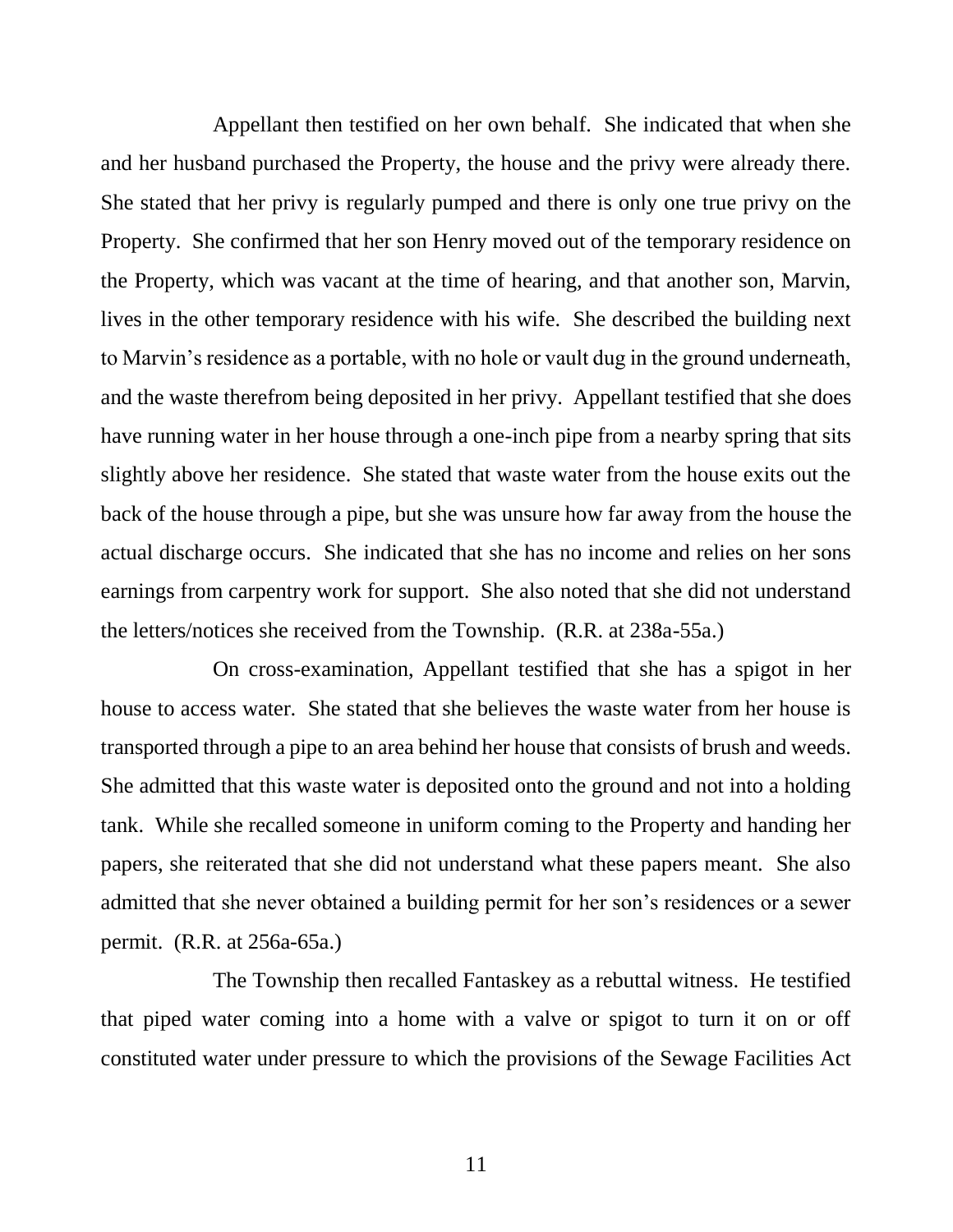Appellant then testified on her own behalf. She indicated that when she and her husband purchased the Property, the house and the privy were already there. She stated that her privy is regularly pumped and there is only one true privy on the Property. She confirmed that her son Henry moved out of the temporary residence on the Property, which was vacant at the time of hearing, and that another son, Marvin, lives in the other temporary residence with his wife. She described the building next to Marvin's residence as a portable, with no hole or vault dug in the ground underneath, and the waste therefrom being deposited in her privy. Appellant testified that she does have running water in her house through a one-inch pipe from a nearby spring that sits slightly above her residence. She stated that waste water from the house exits out the back of the house through a pipe, but she was unsure how far away from the house the actual discharge occurs. She indicated that she has no income and relies on her sons earnings from carpentry work for support. She also noted that she did not understand the letters/notices she received from the Township. (R.R. at 238a-55a.)

On cross-examination, Appellant testified that she has a spigot in her house to access water. She stated that she believes the waste water from her house is transported through a pipe to an area behind her house that consists of brush and weeds. She admitted that this waste water is deposited onto the ground and not into a holding tank. While she recalled someone in uniform coming to the Property and handing her papers, she reiterated that she did not understand what these papers meant. She also admitted that she never obtained a building permit for her son's residences or a sewer permit. (R.R. at 256a-65a.)

The Township then recalled Fantaskey as a rebuttal witness. He testified that piped water coming into a home with a valve or spigot to turn it on or off constituted water under pressure to which the provisions of the Sewage Facilities Act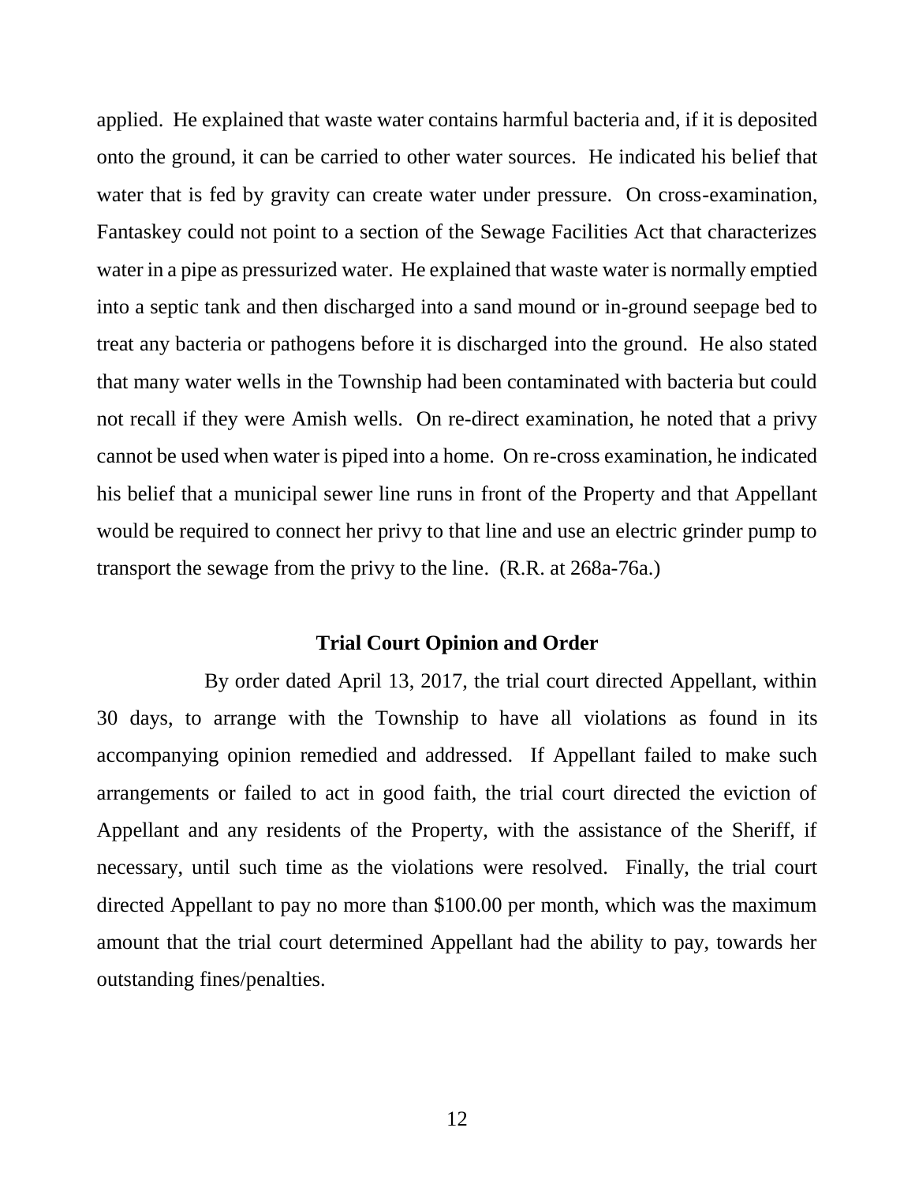applied. He explained that waste water contains harmful bacteria and, if it is deposited onto the ground, it can be carried to other water sources. He indicated his belief that water that is fed by gravity can create water under pressure. On cross-examination, Fantaskey could not point to a section of the Sewage Facilities Act that characterizes water in a pipe as pressurized water. He explained that waste water is normally emptied into a septic tank and then discharged into a sand mound or in-ground seepage bed to treat any bacteria or pathogens before it is discharged into the ground. He also stated that many water wells in the Township had been contaminated with bacteria but could not recall if they were Amish wells. On re-direct examination, he noted that a privy cannot be used when water is piped into a home. On re-cross examination, he indicated his belief that a municipal sewer line runs in front of the Property and that Appellant would be required to connect her privy to that line and use an electric grinder pump to transport the sewage from the privy to the line. (R.R. at 268a-76a.)

**Trial Court Opinion and Order**

By order dated April 13, 2017, the trial court directed Appellant, within 30 days, to arrange with the Township to have all violations as found in its accompanying opinion remedied and addressed. If Appellant failed to make such arrangements or failed to act in good faith, the trial court directed the eviction of Appellant and any residents of the Property, with the assistance of the Sheriff, if necessary, until such time as the violations were resolved. Finally, the trial court directed Appellant to pay no more than $100.00 per month, which was the maximum amount that the trial court determined Appellant had the ability to pay, towards her outstanding fines/penalties.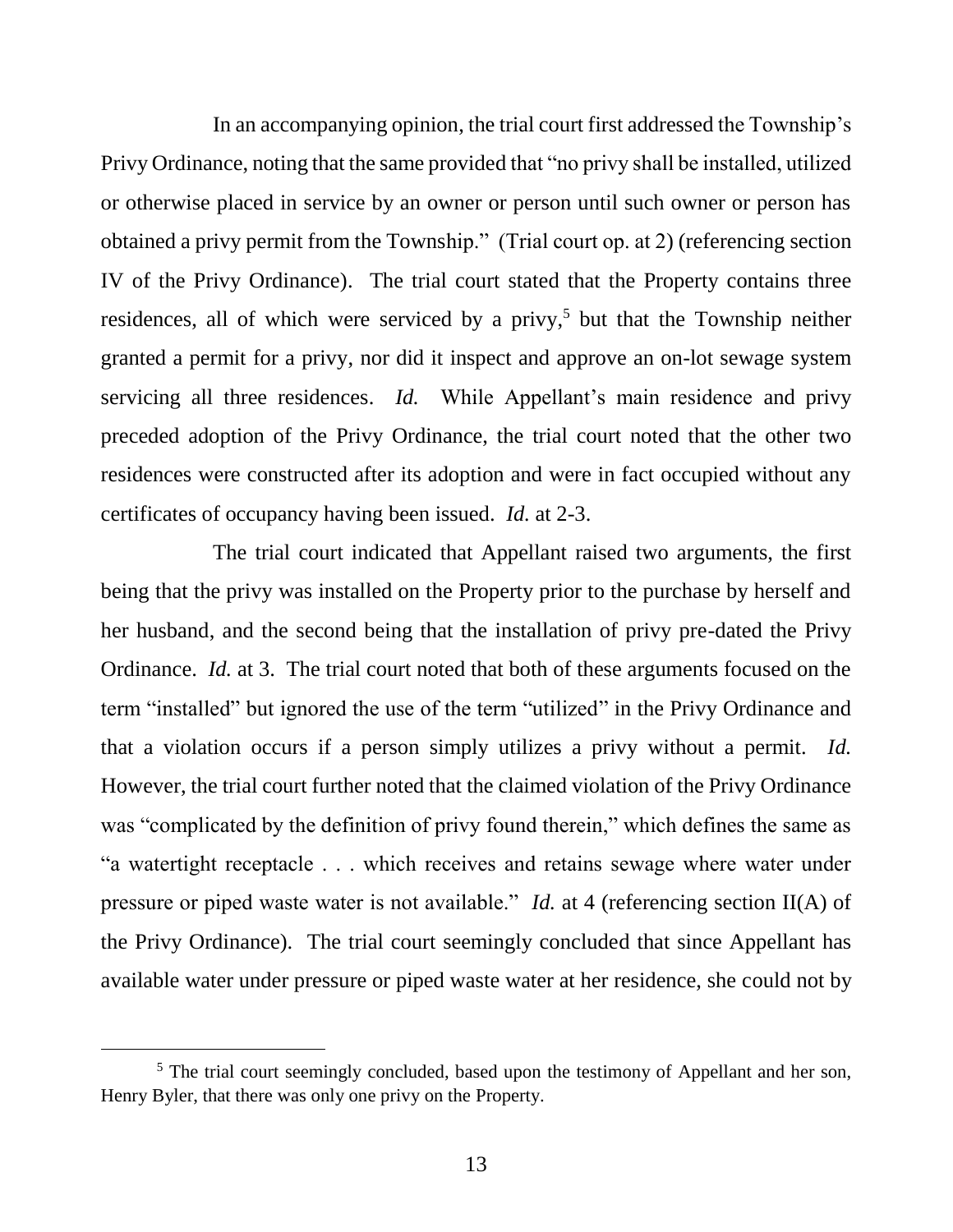In an accompanying opinion, the trial court first addressed the Township's Privy Ordinance, noting that the same provided that "no privy shall be installed, utilized or otherwise placed in service by an owner or person until such owner or person has obtained a privy permit from the Township." (Trial court op. at 2) (referencing section IV of the Privy Ordinance). The trial court stated that the Property contains three residences, all of which were serviced by a privy,[5] but that the Township neither granted a permit for a privy, nor did it inspect and approve an on-lot sewage system servicing all three residences. *Id.* While Appellant's main residence and privy preceded adoption of the Privy Ordinance, the trial court noted that the other two residences were constructed after its adoption and were in fact occupied without any certificates of occupancy having been issued. *Id.* at 2-3.

The trial court indicated that Appellant raised two arguments, the first being that the privy was installed on the Property prior to the purchase by herself and her husband, and the second being that the installation of privy pre-dated the Privy Ordinance. *Id.* at 3. The trial court noted that both of these arguments focused on the term "installed" but ignored the use of the term "utilized" in the Privy Ordinance and that a violation occurs if a person simply utilizes a privy without a permit. *Id.* However, the trial court further noted that the claimed violation of the Privy Ordinance was "complicated by the definition of privy found therein," which defines the same as "a watertight receptacle . . . which receives and retains sewage where water under pressure or piped waste water is not available." *Id.* at 4 (referencing section II(A) of the Privy Ordinance). The trial court seemingly concluded that since Appellant has available water under pressure or piped waste water at her residence, she could not by

[5] The trial court seemingly concluded, based upon the testimony of Appellant and her son, Henry Byler, that there was only one privy on the Property.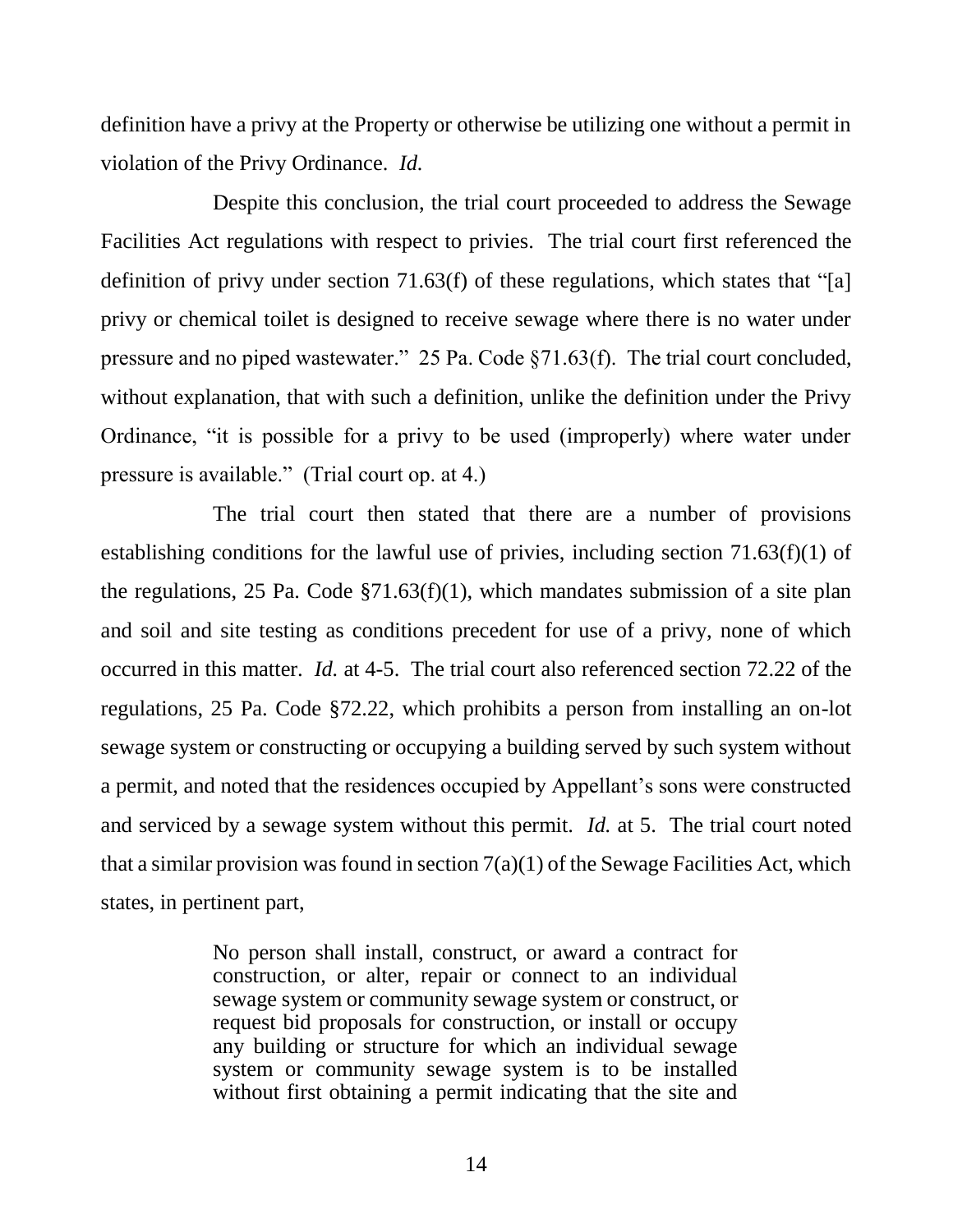definition have a privy at the Property or otherwise be utilizing one without a permit in violation of the Privy Ordinance. *Id.*

Despite this conclusion, the trial court proceeded to address the Sewage Facilities Act regulations with respect to privies. The trial court first referenced the definition of privy under section 71.63(f) of these regulations, which states that "[a] privy or chemical toilet is designed to receive sewage where there is no water under pressure and no piped wastewater." 25 Pa. Code §71.63(f). The trial court concluded, without explanation, that with such a definition, unlike the definition under the Privy Ordinance, "it is possible for a privy to be used (improperly) where water under pressure is available." (Trial court op. at 4.)

The trial court then stated that there are a number of provisions establishing conditions for the lawful use of privies, including section 71.63(f)(1) of the regulations, 25 Pa. Code §71.63(f)(1), which mandates submission of a site plan and soil and site testing as conditions precedent for use of a privy, none of which occurred in this matter. *Id.* at 4-5. The trial court also referenced section 72.22 of the regulations, 25 Pa. Code §72.22, which prohibits a person from installing an on-lot sewage system or constructing or occupying a building served by such system without a permit, and noted that the residences occupied by Appellant's sons were constructed and serviced by a sewage system without this permit. *Id.* at 5. The trial court noted that a similar provision was found in section 7(a)(1) of the Sewage Facilities Act, which states, in pertinent part,

> No person shall install, construct, or award a contract for construction, or alter, repair or connect to an individual sewage system or community sewage system or construct, or request bid proposals for construction, or install or occupy any building or structure for which an individual sewage system or community sewage system is to be installed without first obtaining a permit indicating that the site and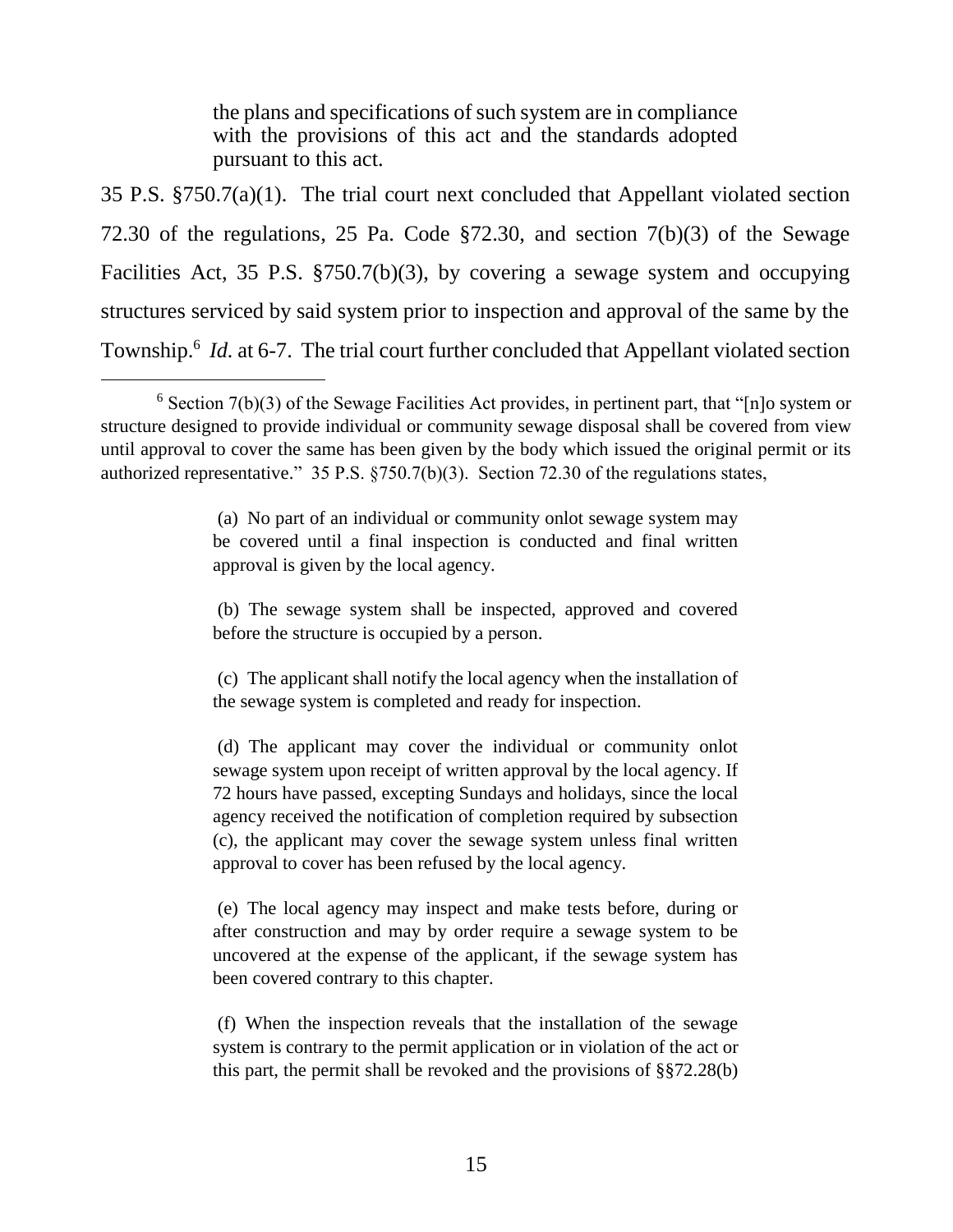> the plans and specifications of such system are in compliance with the provisions of this act and the standards adopted pursuant to this act.

35 P.S. §750.7(a)(1). The trial court next concluded that Appellant violated section 72.30 of the regulations, 25 Pa. Code §72.30, and section 7(b)(3) of the Sewage Facilities Act, 35 P.S. §750.7(b)(3), by covering a sewage system and occupying structures serviced by said system prior to inspection and approval of the same by the Township.[6] *Id.* at 6-7. The trial court further concluded that Appellant violated section

---

[6] Section 7(b)(3) of the Sewage Facilities Act provides, in pertinent part, that "[n]o system or structure designed to provide individual or community sewage disposal shall be covered from view until approval to cover the same has been given by the body which issued the original permit or its authorized representative." 35 P.S. §750.7(b)(3). Section 72.30 of the regulations states,

> (a) No part of an individual or community onlot sewage system may be covered until a final inspection is conducted and final written approval is given by the local agency.
>
> (b) The sewage system shall be inspected, approved and covered before the structure is occupied by a person.
>
> (c) The applicant shall notify the local agency when the installation of the sewage system is completed and ready for inspection.
>
> (d) The applicant may cover the individual or community onlot sewage system upon receipt of written approval by the local agency. If 72 hours have passed, excepting Sundays and holidays, since the local agency received the notification of completion required by subsection (c), the applicant may cover the sewage system unless final written approval to cover has been refused by the local agency.
>
> (e) The local agency may inspect and make tests before, during or after construction and may by order require a sewage system to be uncovered at the expense of the applicant, if the sewage system has been covered contrary to this chapter.
>
> (f) When the inspection reveals that the installation of the sewage system is contrary to the permit application or in violation of the act or this part, the permit shall be revoked and the provisions of §§72.28(b)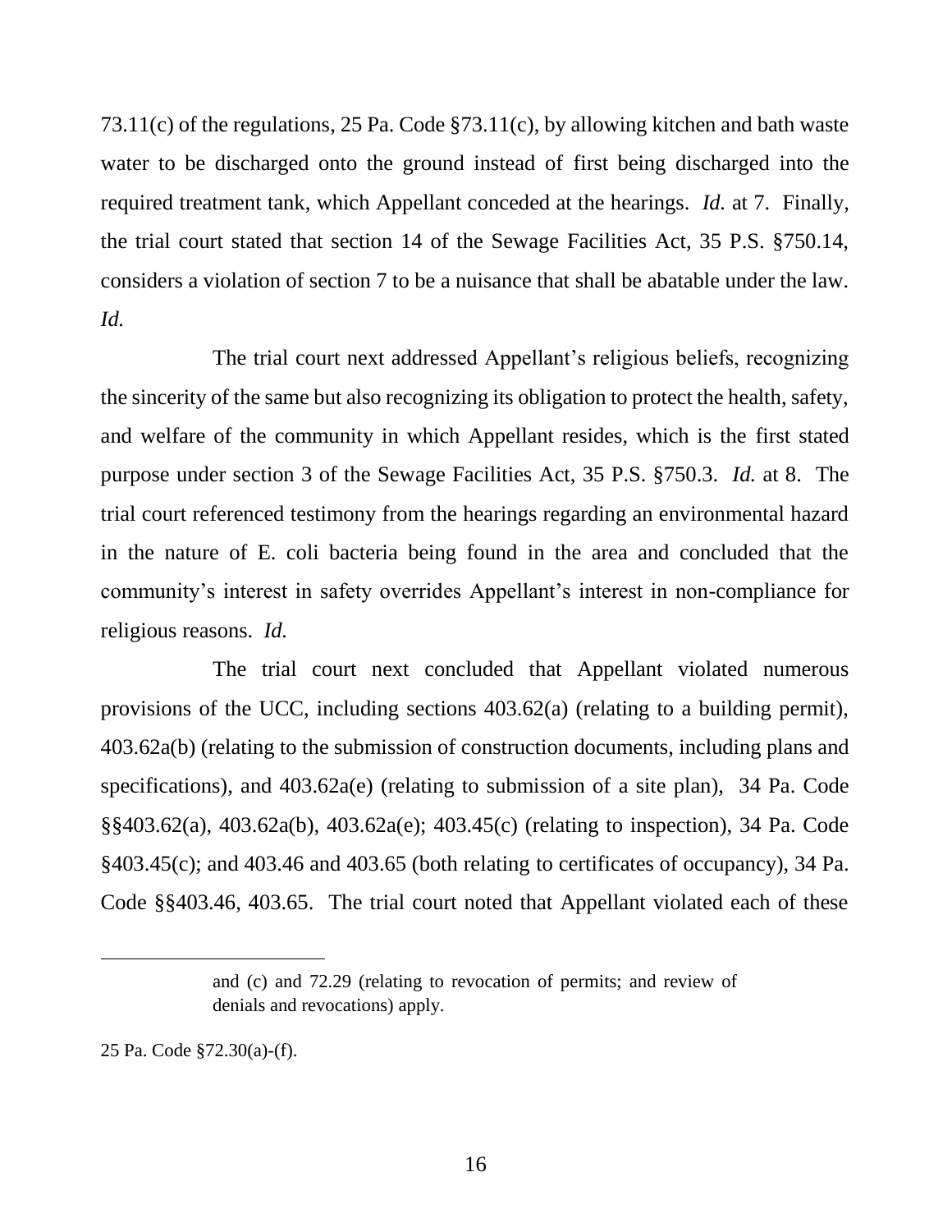73.11(c) of the regulations, 25 Pa. Code §73.11(c), by allowing kitchen and bath waste water to be discharged onto the ground instead of first being discharged into the required treatment tank, which Appellant conceded at the hearings. *Id.* at 7. Finally, the trial court stated that section 14 of the Sewage Facilities Act, 35 P.S. §750.14, considers a violation of section 7 to be a nuisance that shall be abatable under the law. *Id.*

The trial court next addressed Appellant's religious beliefs, recognizing the sincerity of the same but also recognizing its obligation to protect the health, safety, and welfare of the community in which Appellant resides, which is the first stated purpose under section 3 of the Sewage Facilities Act, 35 P.S. §750.3. *Id.* at 8. The trial court referenced testimony from the hearings regarding an environmental hazard in the nature of E. coli bacteria being found in the area and concluded that the community's interest in safety overrides Appellant's interest in non-compliance for religious reasons. *Id.*

The trial court next concluded that Appellant violated numerous provisions of the UCC, including sections 403.62(a) (relating to a building permit), 403.62a(b) (relating to the submission of construction documents, including plans and specifications), and 403.62a(e) (relating to submission of a site plan), 34 Pa. Code §§403.62(a), 403.62a(b), 403.62a(e); 403.45(c) (relating to inspection), 34 Pa. Code §403.45(c); and 403.46 and 403.65 (both relating to certificates of occupancy), 34 Pa. Code §§403.46, 403.65. The trial court noted that Appellant violated each of these

---

> and (c) and 72.29 (relating to revocation of permits; and review of denials and revocations) apply.

25 Pa. Code §72.30(a)-(f).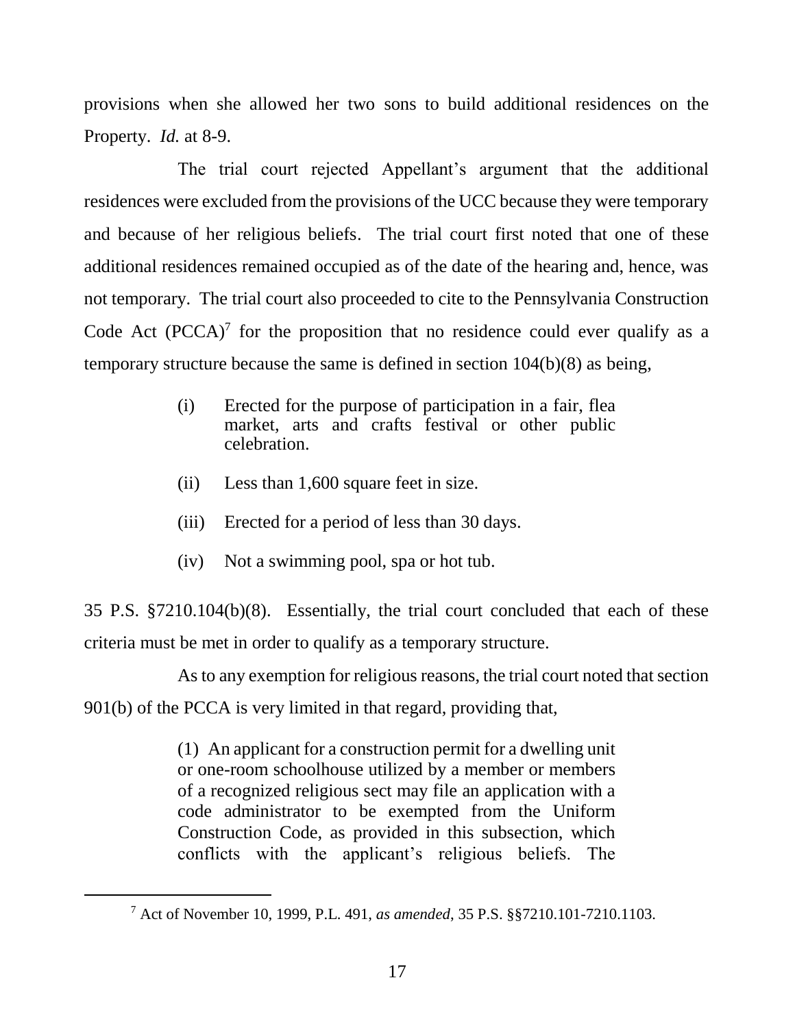provisions when she allowed her two sons to build additional residences on the Property. *Id.* at 8-9.

The trial court rejected Appellant's argument that the additional residences were excluded from the provisions of the UCC because they were temporary and because of her religious beliefs. The trial court first noted that one of these additional residences remained occupied as of the date of the hearing and, hence, was not temporary. The trial court also proceeded to cite to the Pennsylvania Construction Code Act (PCCA)[7] for the proposition that no residence could ever qualify as a temporary structure because the same is defined in section 104(b)(8) as being,

> (i) Erected for the purpose of participation in a fair, flea market, arts and crafts festival or other public celebration.
>
> (ii) Less than 1,600 square feet in size.
>
> (iii) Erected for a period of less than 30 days.
>
> (iv) Not a swimming pool, spa or hot tub.

35 P.S. §7210.104(b)(8). Essentially, the trial court concluded that each of these criteria must be met in order to qualify as a temporary structure.

As to any exemption for religious reasons, the trial court noted that section 901(b) of the PCCA is very limited in that regard, providing that,

> (1) An applicant for a construction permit for a dwelling unit or one-room schoolhouse utilized by a member or members of a recognized religious sect may file an application with a code administrator to be exempted from the Uniform Construction Code, as provided in this subsection, which conflicts with the applicant's religious beliefs. The

[7] Act of November 10, 1999, P.L. 491, *as amended*, 35 P.S. §§7210.101-7210.1103.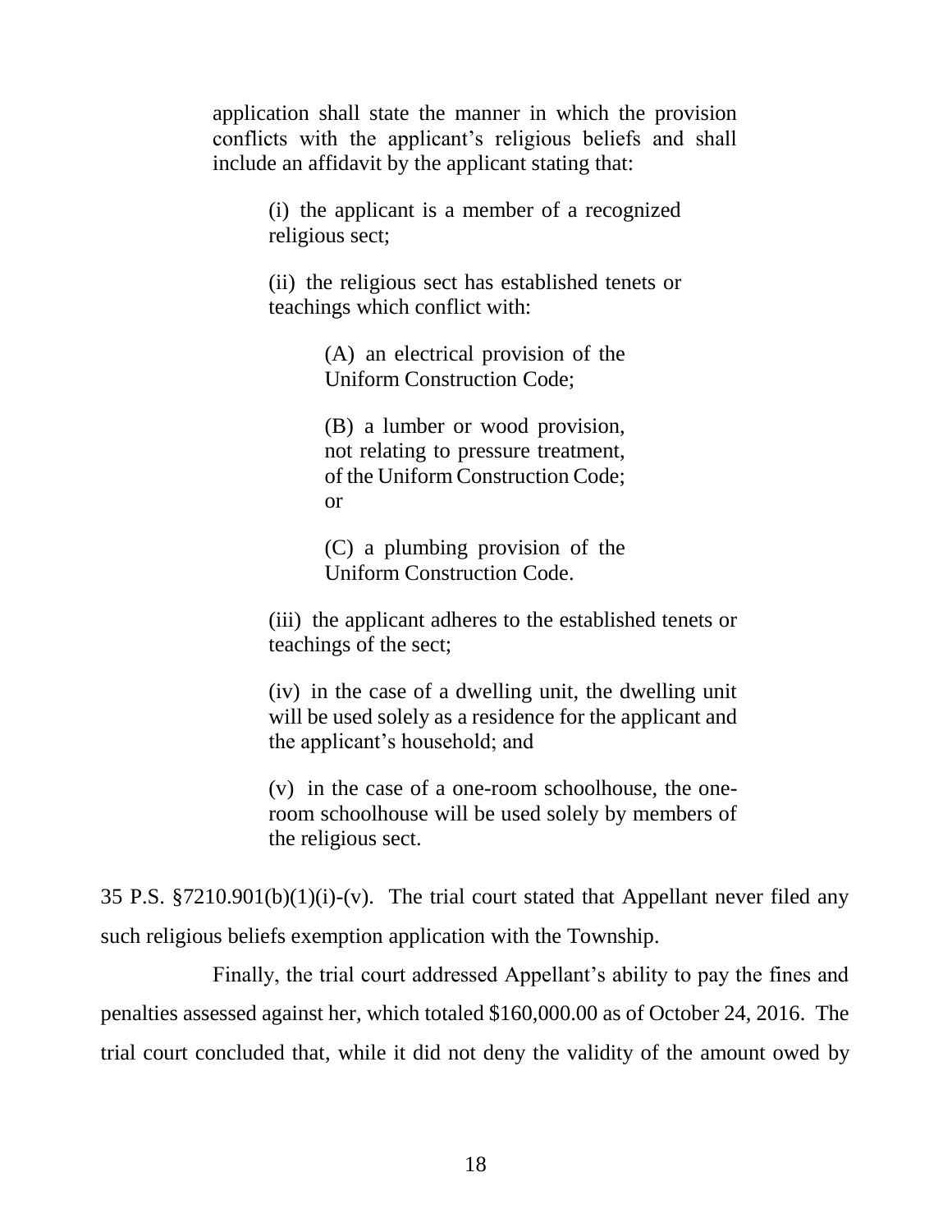> application shall state the manner in which the provision conflicts with the applicant's religious beliefs and shall include an affidavit by the applicant stating that:
>
> > (i) the applicant is a member of a recognized religious sect;
> >
> > (ii) the religious sect has established tenets or teachings which conflict with:
> >
> > > (A) an electrical provision of the Uniform Construction Code;
> > >
> > > (B) a lumber or wood provision, not relating to pressure treatment, of the Uniform Construction Code; or
> > >
> > > (C) a plumbing provision of the Uniform Construction Code.
> >
> > (iii) the applicant adheres to the established tenets or teachings of the sect;
> >
> > (iv) in the case of a dwelling unit, the dwelling unit will be used solely as a residence for the applicant and the applicant's household; and
> >
> > (v) in the case of a one-room schoolhouse, the one-room schoolhouse will be used solely by members of the religious sect.

35 P.S. §7210.901(b)(1)(i)-(v). The trial court stated that Appellant never filed any such religious beliefs exemption application with the Township.

Finally, the trial court addressed Appellant's ability to pay the fines and penalties assessed against her, which totaled $160,000.00 as of October 24, 2016. The trial court concluded that, while it did not deny the validity of the amount owed by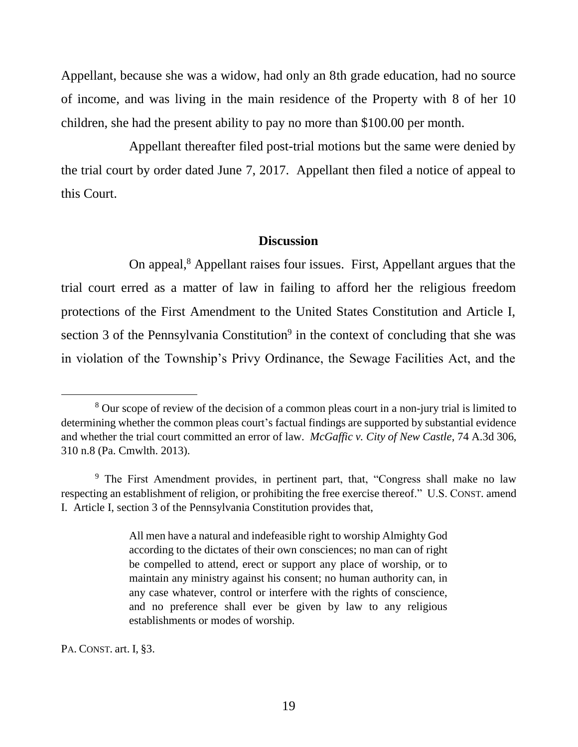Appellant, because she was a widow, had only an 8th grade education, had no source of income, and was living in the main residence of the Property with 8 of her 10 children, she had the present ability to pay no more than $100.00 per month.

Appellant thereafter filed post-trial motions but the same were denied by the trial court by order dated June 7, 2017. Appellant then filed a notice of appeal to this Court.

## Discussion

On appeal,[8] Appellant raises four issues. First, Appellant argues that the trial court erred as a matter of law in failing to afford her the religious freedom protections of the First Amendment to the United States Constitution and Article I, section 3 of the Pennsylvania Constitution[9] in the context of concluding that she was in violation of the Township's Privy Ordinance, the Sewage Facilities Act, and the

---

[8] Our scope of review of the decision of a common pleas court in a non-jury trial is limited to determining whether the common pleas court's factual findings are supported by substantial evidence and whether the trial court committed an error of law. *McGaffic v. City of New Castle*, 74 A.3d 306, 310 n.8 (Pa. Cmwlth. 2013).

[9] The First Amendment provides, in pertinent part, that, "Congress shall make no law respecting an establishment of religion, or prohibiting the free exercise thereof." U.S. CONST. amend I. Article I, section 3 of the Pennsylvania Constitution provides that,

> All men have a natural and indefeasible right to worship Almighty God according to the dictates of their own consciences; no man can of right be compelled to attend, erect or support any place of worship, or to maintain any ministry against his consent; no human authority can, in any case whatever, control or interfere with the rights of conscience, and no preference shall ever be given by law to any religious establishments or modes of worship.

PA. CONST. art. I, §3.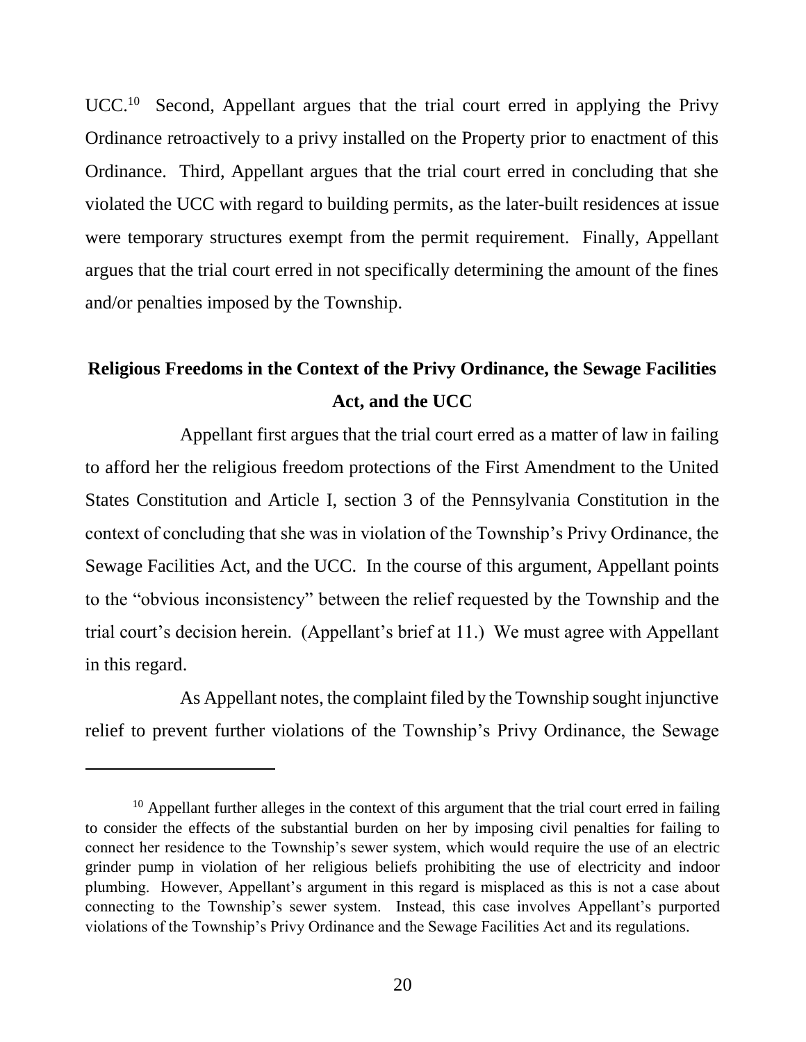UCC.[10] Second, Appellant argues that the trial court erred in applying the Privy Ordinance retroactively to a privy installed on the Property prior to enactment of this Ordinance. Third, Appellant argues that the trial court erred in concluding that she violated the UCC with regard to building permits, as the later-built residences at issue were temporary structures exempt from the permit requirement. Finally, Appellant argues that the trial court erred in not specifically determining the amount of the fines and/or penalties imposed by the Township.

## Religious Freedoms in the Context of the Privy Ordinance, the Sewage Facilities Act, and the UCC

Appellant first argues that the trial court erred as a matter of law in failing to afford her the religious freedom protections of the First Amendment to the United States Constitution and Article I, section 3 of the Pennsylvania Constitution in the context of concluding that she was in violation of the Township's Privy Ordinance, the Sewage Facilities Act, and the UCC. In the course of this argument, Appellant points to the "obvious inconsistency" between the relief requested by the Township and the trial court's decision herein. (Appellant's brief at 11.) We must agree with Appellant in this regard.

As Appellant notes, the complaint filed by the Township sought injunctive relief to prevent further violations of the Township's Privy Ordinance, the Sewage

---

[10] Appellant further alleges in the context of this argument that the trial court erred in failing to consider the effects of the substantial burden on her by imposing civil penalties for failing to connect her residence to the Township's sewer system, which would require the use of an electric grinder pump in violation of her religious beliefs prohibiting the use of electricity and indoor plumbing. However, Appellant's argument in this regard is misplaced as this is not a case about connecting to the Township's sewer system. Instead, this case involves Appellant's purported violations of the Township's Privy Ordinance and the Sewage Facilities Act and its regulations.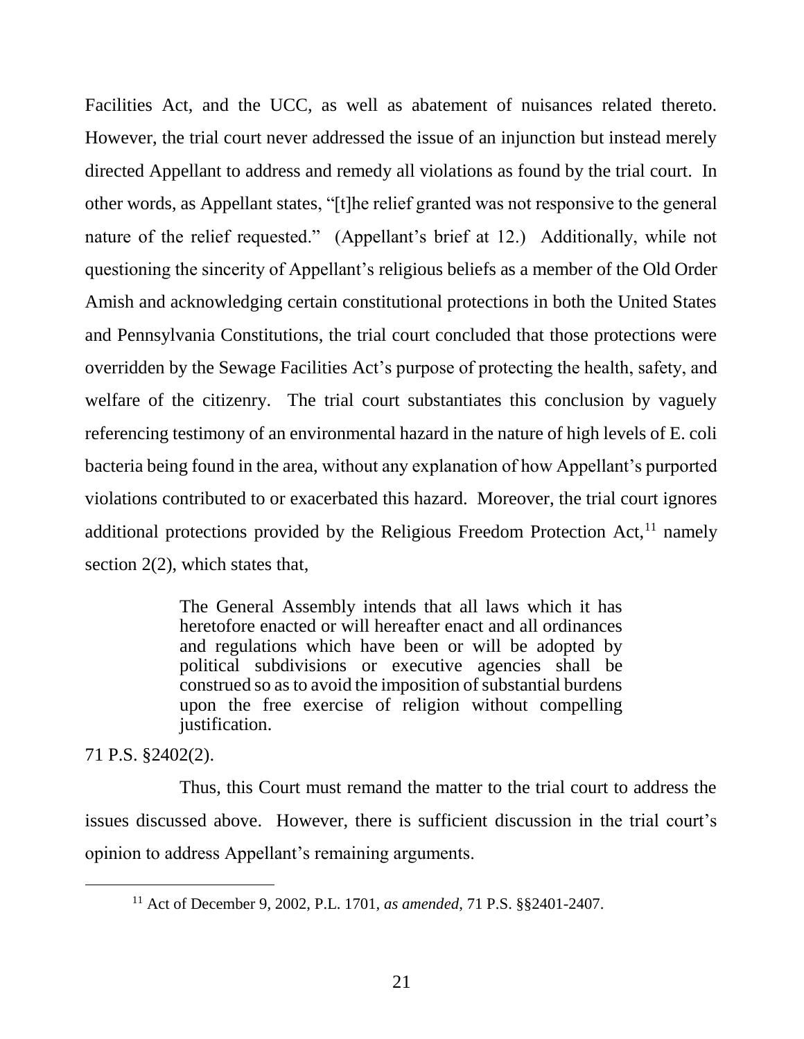Facilities Act, and the UCC, as well as abatement of nuisances related thereto. However, the trial court never addressed the issue of an injunction but instead merely directed Appellant to address and remedy all violations as found by the trial court. In other words, as Appellant states, "[t]he relief granted was not responsive to the general nature of the relief requested." (Appellant's brief at 12.) Additionally, while not questioning the sincerity of Appellant's religious beliefs as a member of the Old Order Amish and acknowledging certain constitutional protections in both the United States and Pennsylvania Constitutions, the trial court concluded that those protections were overridden by the Sewage Facilities Act's purpose of protecting the health, safety, and welfare of the citizenry. The trial court substantiates this conclusion by vaguely referencing testimony of an environmental hazard in the nature of high levels of E. coli bacteria being found in the area, without any explanation of how Appellant's purported violations contributed to or exacerbated this hazard. Moreover, the trial court ignores additional protections provided by the Religious Freedom Protection Act,[11] namely section 2(2), which states that,

> The General Assembly intends that all laws which it has heretofore enacted or will hereafter enact and all ordinances and regulations which have been or will be adopted by political subdivisions or executive agencies shall be construed so as to avoid the imposition of substantial burdens upon the free exercise of religion without compelling justification.

71 P.S. §2402(2).

Thus, this Court must remand the matter to the trial court to address the issues discussed above. However, there is sufficient discussion in the trial court's opinion to address Appellant's remaining arguments.

[11] Act of December 9, 2002, P.L. 1701, *as amended*, 71 P.S. §§2401-2407.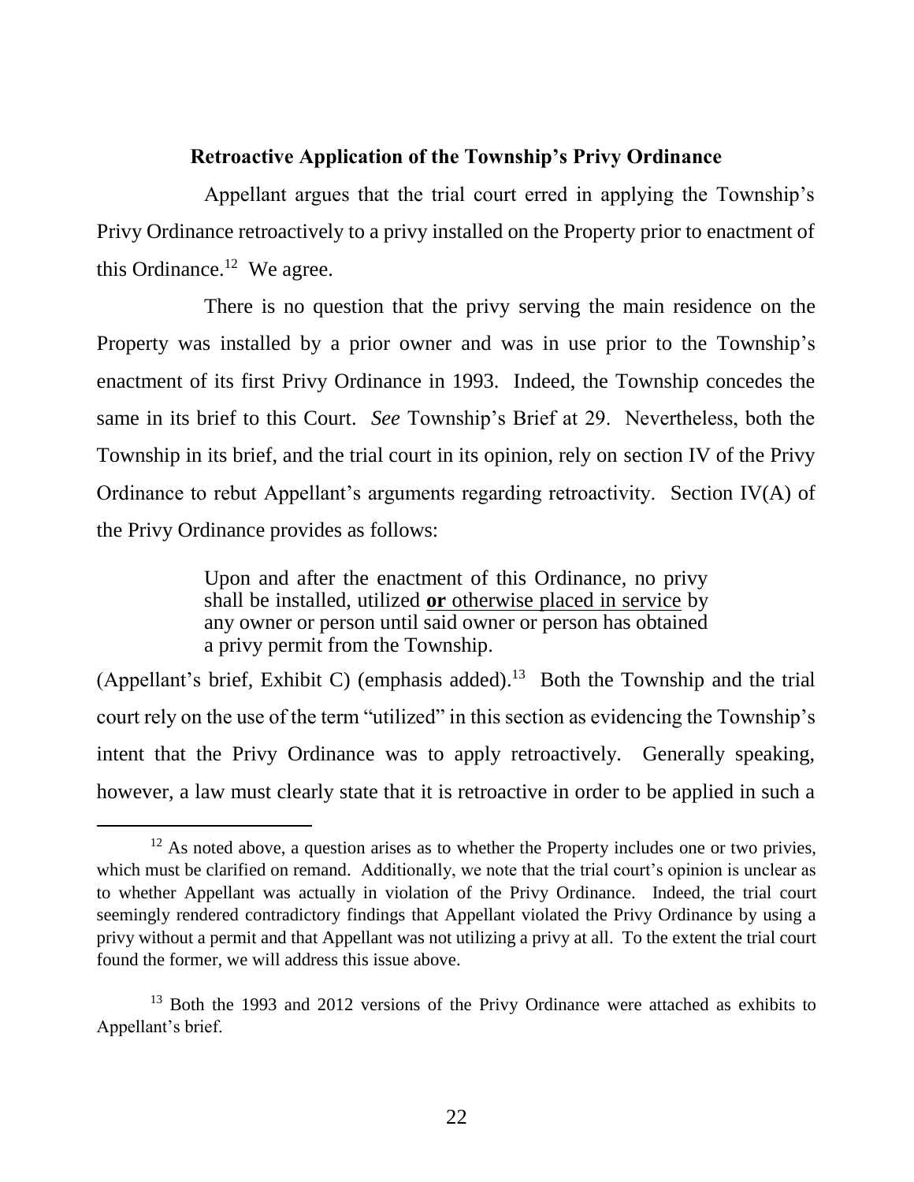**Retroactive Application of the Township's Privy Ordinance**

Appellant argues that the trial court erred in applying the Township's Privy Ordinance retroactively to a privy installed on the Property prior to enactment of this Ordinance.[12] We agree.

There is no question that the privy serving the main residence on the Property was installed by a prior owner and was in use prior to the Township's enactment of its first Privy Ordinance in 1993. Indeed, the Township concedes the same in its brief to this Court. *See* Township's Brief at 29. Nevertheless, both the Township in its brief, and the trial court in its opinion, rely on section IV of the Privy Ordinance to rebut Appellant's arguments regarding retroactivity. Section IV(A) of the Privy Ordinance provides as follows:

> Upon and after the enactment of this Ordinance, no privy shall be installed, utilized **or** <u>otherwise placed in service</u> by any owner or person until said owner or person has obtained a privy permit from the Township.

(Appellant's brief, Exhibit C) (emphasis added).[13] Both the Township and the trial court rely on the use of the term "utilized" in this section as evidencing the Township's intent that the Privy Ordinance was to apply retroactively. Generally speaking, however, a law must clearly state that it is retroactive in order to be applied in such a

---

[12] As noted above, a question arises as to whether the Property includes one or two privies, which must be clarified on remand. Additionally, we note that the trial court's opinion is unclear as to whether Appellant was actually in violation of the Privy Ordinance. Indeed, the trial court seemingly rendered contradictory findings that Appellant violated the Privy Ordinance by using a privy without a permit and that Appellant was not utilizing a privy at all. To the extent the trial court found the former, we will address this issue above.

[13] Both the 1993 and 2012 versions of the Privy Ordinance were attached as exhibits to Appellant's brief.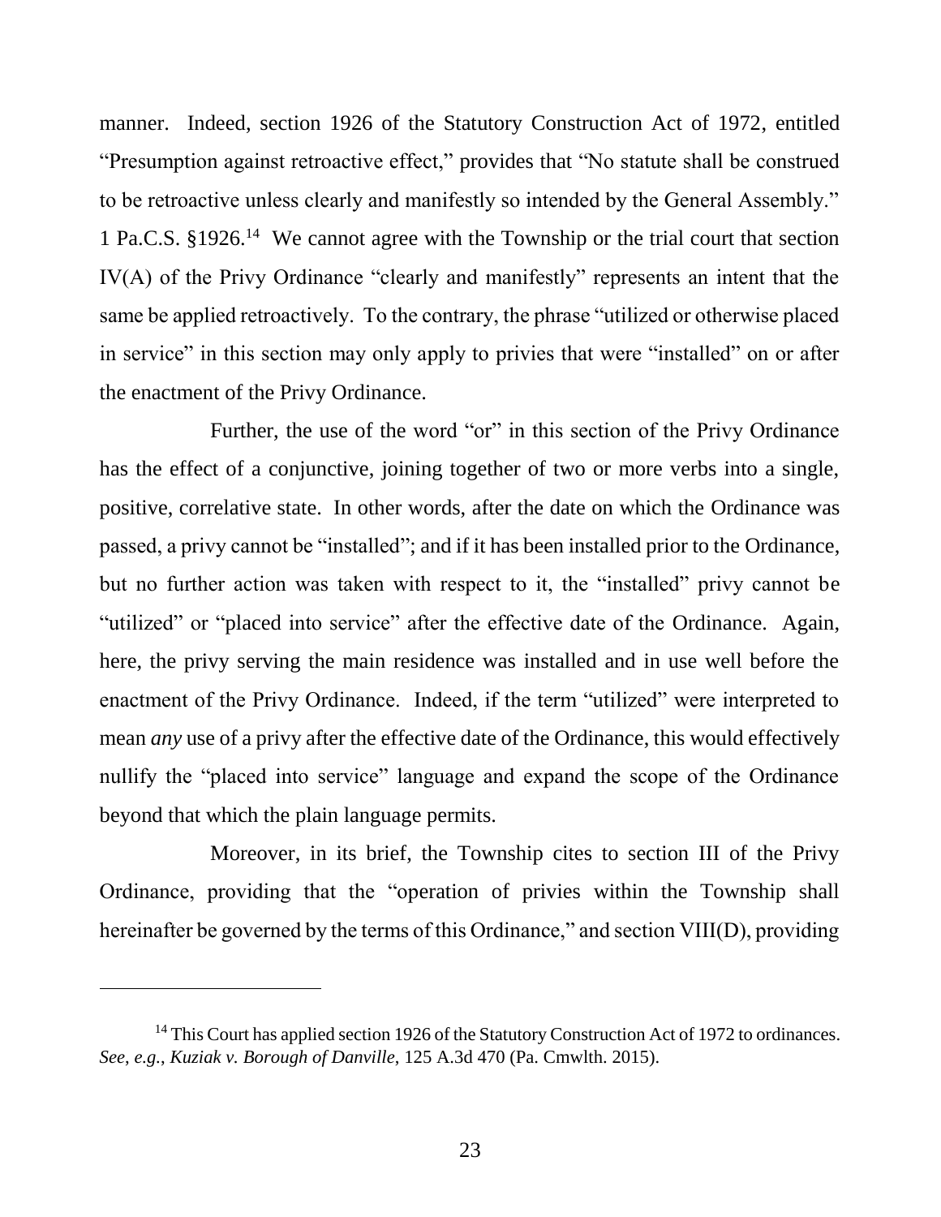manner. Indeed, section 1926 of the Statutory Construction Act of 1972, entitled "Presumption against retroactive effect," provides that "No statute shall be construed to be retroactive unless clearly and manifestly so intended by the General Assembly." 1 Pa.C.S. §1926.[14] We cannot agree with the Township or the trial court that section IV(A) of the Privy Ordinance "clearly and manifestly" represents an intent that the same be applied retroactively. To the contrary, the phrase "utilized or otherwise placed in service" in this section may only apply to privies that were "installed" on or after the enactment of the Privy Ordinance.

Further, the use of the word "or" in this section of the Privy Ordinance has the effect of a conjunctive, joining together of two or more verbs into a single, positive, correlative state. In other words, after the date on which the Ordinance was passed, a privy cannot be "installed"; and if it has been installed prior to the Ordinance, but no further action was taken with respect to it, the "installed" privy cannot be "utilized" or "placed into service" after the effective date of the Ordinance. Again, here, the privy serving the main residence was installed and in use well before the enactment of the Privy Ordinance. Indeed, if the term "utilized" were interpreted to mean *any* use of a privy after the effective date of the Ordinance, this would effectively nullify the "placed into service" language and expand the scope of the Ordinance beyond that which the plain language permits.

Moreover, in its brief, the Township cites to section III of the Privy Ordinance, providing that the "operation of privies within the Township shall hereinafter be governed by the terms of this Ordinance," and section VIII(D), providing

---

[14] This Court has applied section 1926 of the Statutory Construction Act of 1972 to ordinances. *See*, *e.g.*, *Kuziak v. Borough of Danville*, 125 A.3d 470 (Pa. Cmwlth. 2015).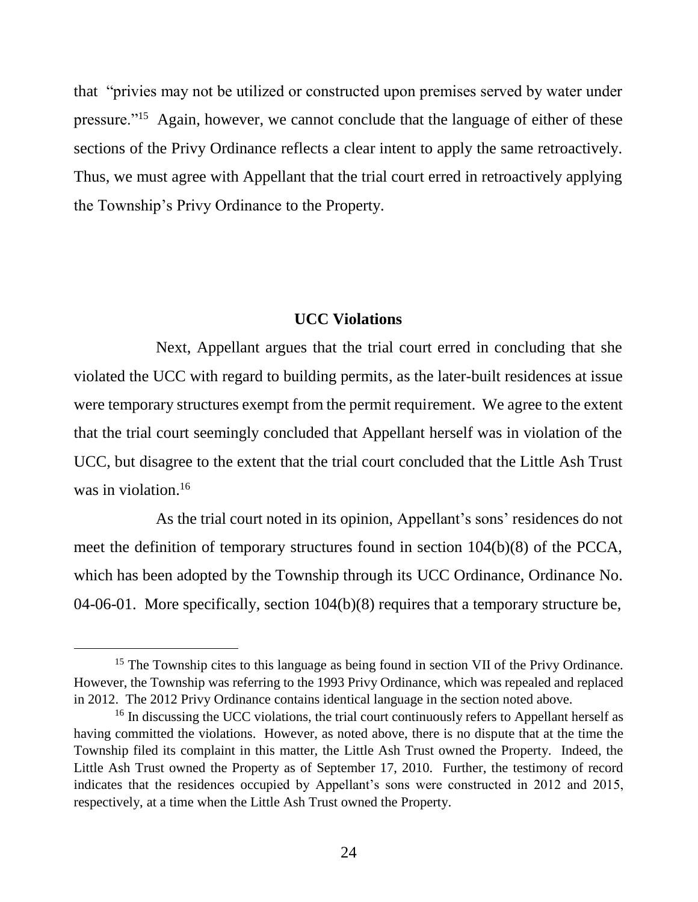that "privies may not be utilized or constructed upon premises served by water under pressure."[15] Again, however, we cannot conclude that the language of either of these sections of the Privy Ordinance reflects a clear intent to apply the same retroactively. Thus, we must agree with Appellant that the trial court erred in retroactively applying the Township's Privy Ordinance to the Property.

**UCC Violations**

Next, Appellant argues that the trial court erred in concluding that she violated the UCC with regard to building permits, as the later-built residences at issue were temporary structures exempt from the permit requirement. We agree to the extent that the trial court seemingly concluded that Appellant herself was in violation of the UCC, but disagree to the extent that the trial court concluded that the Little Ash Trust was in violation.[16]

As the trial court noted in its opinion, Appellant's sons' residences do not meet the definition of temporary structures found in section 104(b)(8) of the PCCA, which has been adopted by the Township through its UCC Ordinance, Ordinance No. 04-06-01. More specifically, section 104(b)(8) requires that a temporary structure be,

---

[15] The Township cites to this language as being found in section VII of the Privy Ordinance. However, the Township was referring to the 1993 Privy Ordinance, which was repealed and replaced in 2012. The 2012 Privy Ordinance contains identical language in the section noted above.

[16] In discussing the UCC violations, the trial court continuously refers to Appellant herself as having committed the violations. However, as noted above, there is no dispute that at the time the Township filed its complaint in this matter, the Little Ash Trust owned the Property. Indeed, the Little Ash Trust owned the Property as of September 17, 2010. Further, the testimony of record indicates that the residences occupied by Appellant's sons were constructed in 2012 and 2015, respectively, at a time when the Little Ash Trust owned the Property.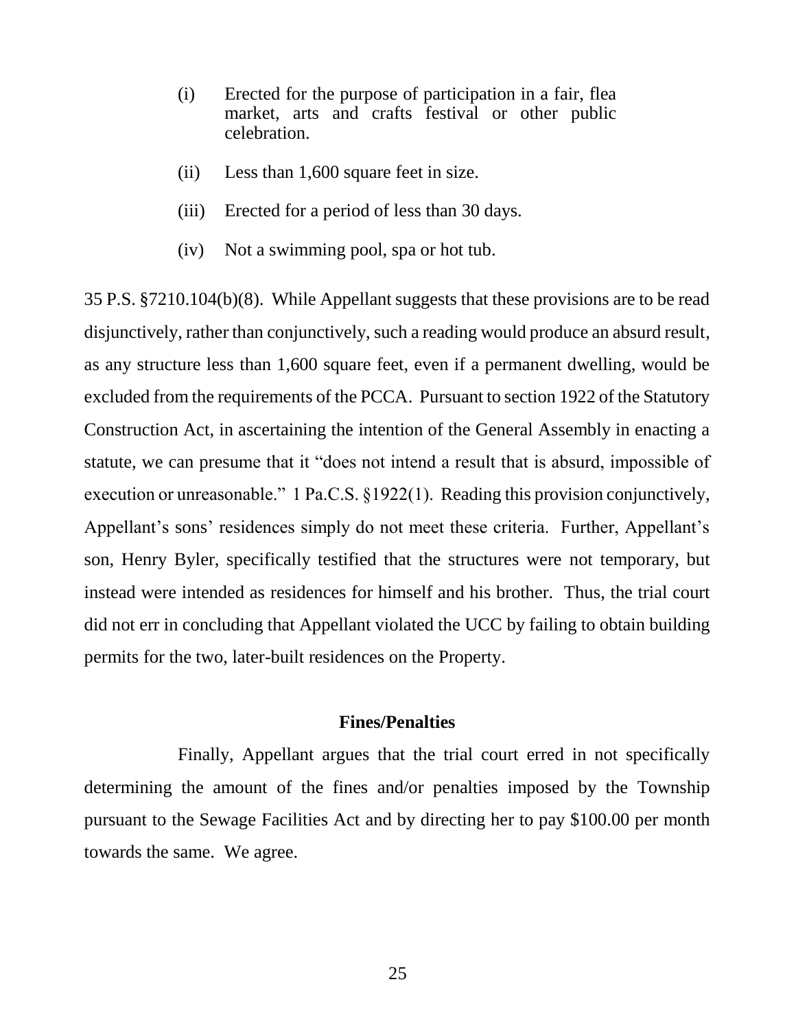(i) Erected for the purpose of participation in a fair, flea market, arts and crafts festival or other public celebration.

(ii) Less than 1,600 square feet in size.

(iii) Erected for a period of less than 30 days.

(iv) Not a swimming pool, spa or hot tub.

35 P.S. §7210.104(b)(8). While Appellant suggests that these provisions are to be read disjunctively, rather than conjunctively, such a reading would produce an absurd result, as any structure less than 1,600 square feet, even if a permanent dwelling, would be excluded from the requirements of the PCCA. Pursuant to section 1922 of the Statutory Construction Act, in ascertaining the intention of the General Assembly in enacting a statute, we can presume that it "does not intend a result that is absurd, impossible of execution or unreasonable." 1 Pa.C.S. §1922(1). Reading this provision conjunctively, Appellant's sons' residences simply do not meet these criteria. Further, Appellant's son, Henry Byler, specifically testified that the structures were not temporary, but instead were intended as residences for himself and his brother. Thus, the trial court did not err in concluding that Appellant violated the UCC by failing to obtain building permits for the two, later-built residences on the Property.

**Fines/Penalties**

Finally, Appellant argues that the trial court erred in not specifically determining the amount of the fines and/or penalties imposed by the Township pursuant to the Sewage Facilities Act and by directing her to pay $100.00 per month towards the same. We agree.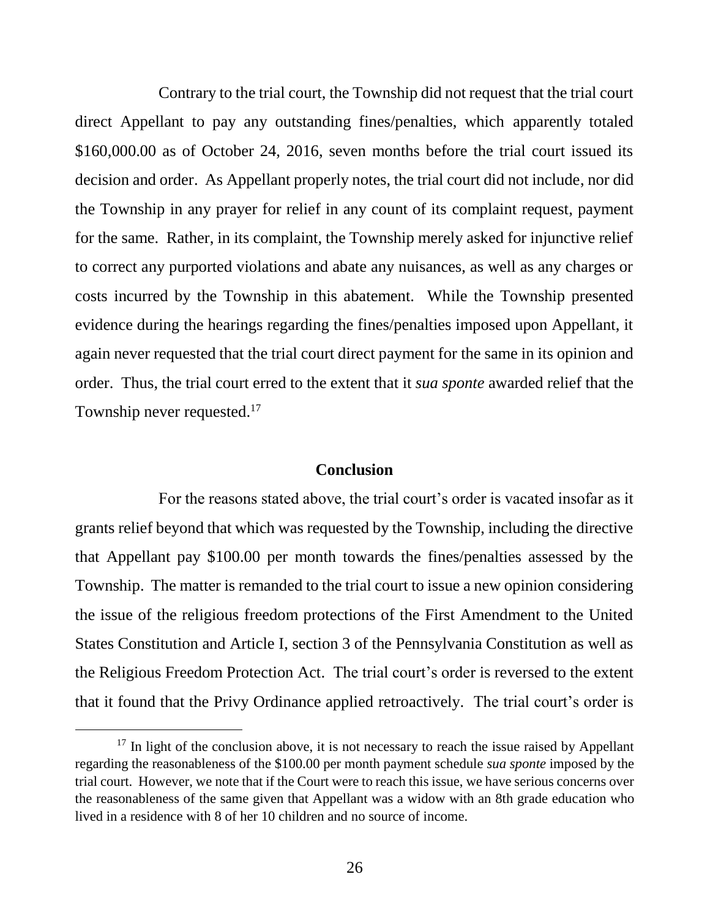Contrary to the trial court, the Township did not request that the trial court direct Appellant to pay any outstanding fines/penalties, which apparently totaled \$160,000.00 as of October 24, 2016, seven months before the trial court issued its decision and order. As Appellant properly notes, the trial court did not include, nor did the Township in any prayer for relief in any count of its complaint request, payment for the same. Rather, in its complaint, the Township merely asked for injunctive relief to correct any purported violations and abate any nuisances, as well as any charges or costs incurred by the Township in this abatement. While the Township presented evidence during the hearings regarding the fines/penalties imposed upon Appellant, it again never requested that the trial court direct payment for the same in its opinion and order. Thus, the trial court erred to the extent that it *sua sponte* awarded relief that the Township never requested.[17]

## Conclusion

For the reasons stated above, the trial court's order is vacated insofar as it grants relief beyond that which was requested by the Township, including the directive that Appellant pay \$100.00 per month towards the fines/penalties assessed by the Township. The matter is remanded to the trial court to issue a new opinion considering the issue of the religious freedom protections of the First Amendment to the United States Constitution and Article I, section 3 of the Pennsylvania Constitution as well as the Religious Freedom Protection Act. The trial court's order is reversed to the extent that it found that the Privy Ordinance applied retroactively. The trial court's order is

---

[17] In light of the conclusion above, it is not necessary to reach the issue raised by Appellant regarding the reasonableness of the \$100.00 per month payment schedule *sua sponte* imposed by the trial court. However, we note that if the Court were to reach this issue, we have serious concerns over the reasonableness of the same given that Appellant was a widow with an 8th grade education who lived in a residence with 8 of her 10 children and no source of income.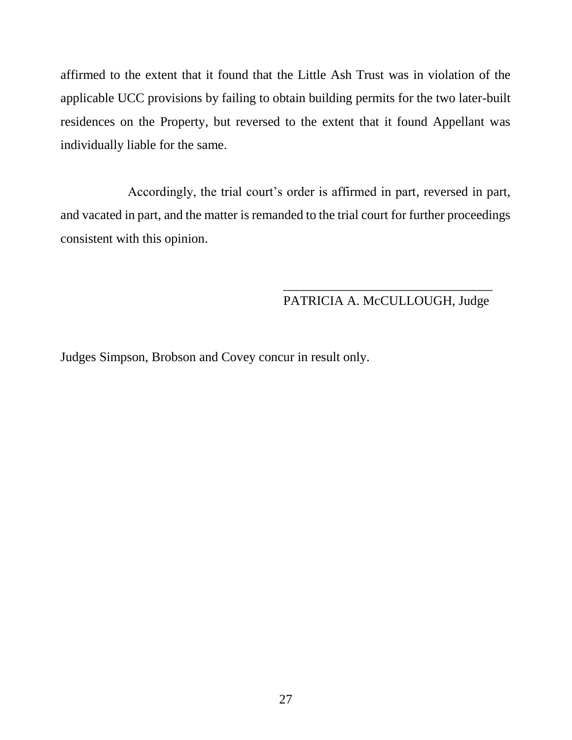affirmed to the extent that it found that the Little Ash Trust was in violation of the applicable UCC provisions by failing to obtain building permits for the two later-built residences on the Property, but reversed to the extent that it found Appellant was individually liable for the same.

Accordingly, the trial court's order is affirmed in part, reversed in part, and vacated in part, and the matter is remanded to the trial court for further proceedings consistent with this opinion.

\_\_\_\_\_\_\_\_\_\_\_\_\_\_\_\_\_\_\_\_\_\_\_\_\_\_\_\_\_\_\_\_

PATRICIA A. McCULLOUGH, Judge

Judges Simpson, Brobson and Covey concur in result only.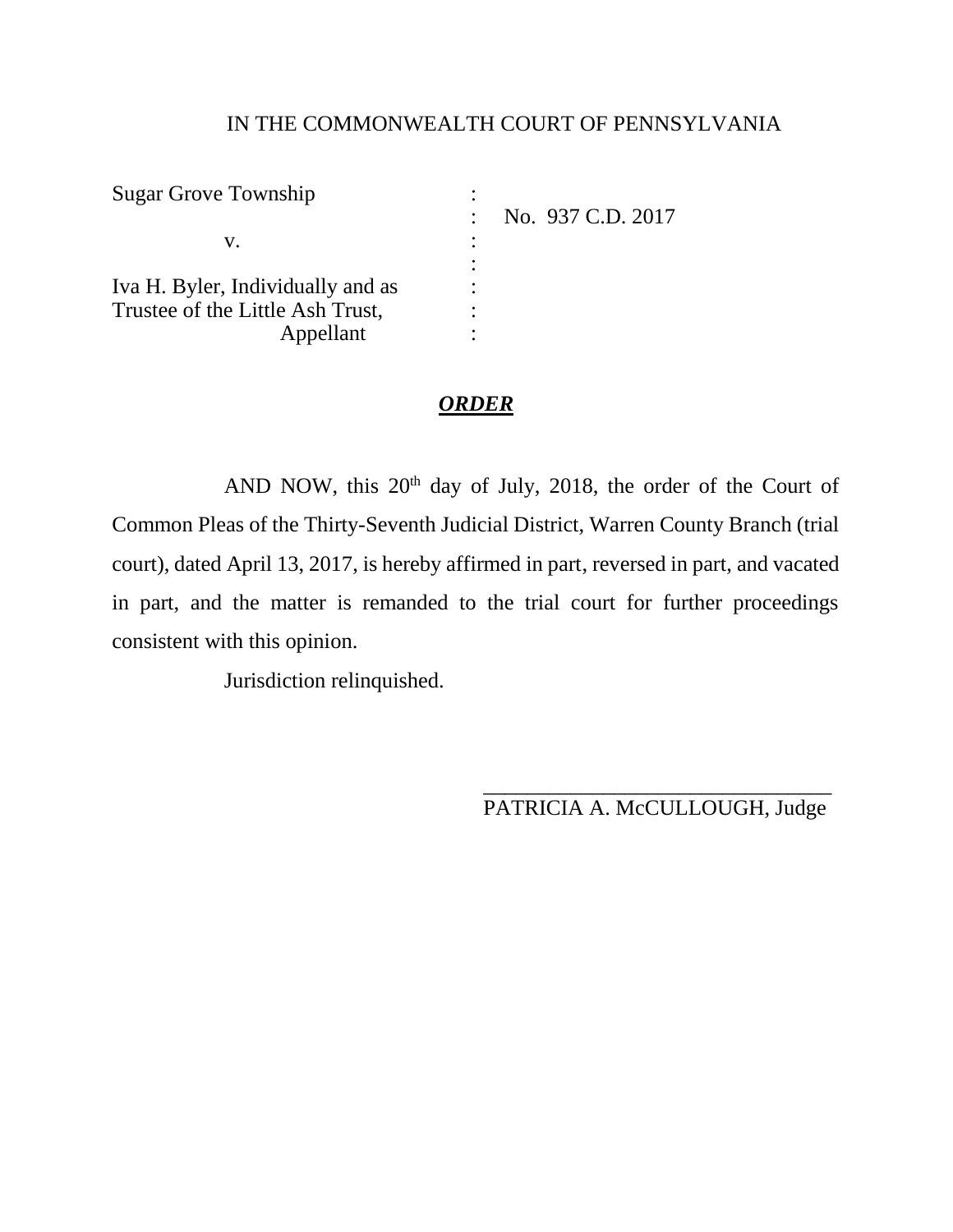IN THE COMMONWEALTH COURT OF PENNSYLVANIA

| | | |
|---|---|---|
| Sugar Grove Township | : | |
| | : | No. 937 C.D. 2017 |
| v. | : | |
| | : | |
| Iva H. Byler, Individually and as | : | |
| Trustee of the Little Ash Trust, | : | |
| Appellant | : | |

***ORDER***

AND NOW, this 20th day of July, 2018, the order of the Court of Common Pleas of the Thirty-Seventh Judicial District, Warren County Branch (trial court), dated April 13, 2017, is hereby affirmed in part, reversed in part, and vacated in part, and the matter is remanded to the trial court for further proceedings consistent with this opinion.

Jurisdiction relinquished.

___________________________________
PATRICIA A. McCULLOUGH, Judge